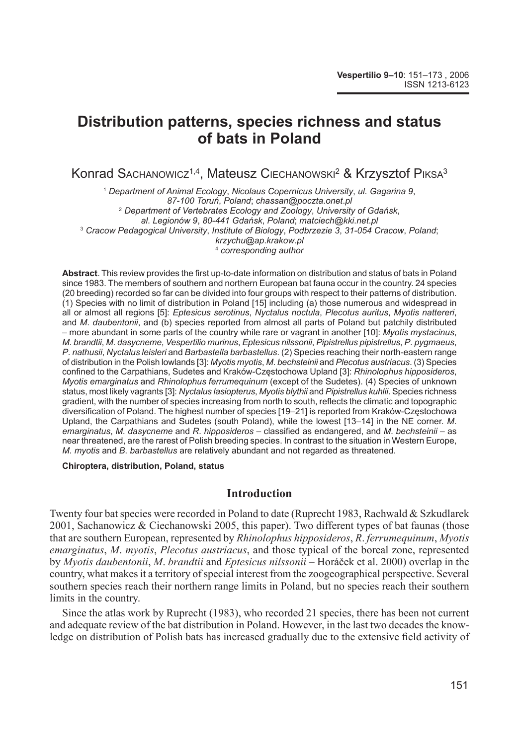# Distribution patterns, species richness and status of bats in Poland

Konrad Sachanowicz[1,4], Mateusz Ciechanowski[2] & Krzysztof Piksa[3]

[1] *Department of Animal Ecology, Nicolaus Copernicus University, ul. Gagarina 9, 87-100 Toruń, Poland; chassan@poczta.onet.pl*
[2] *Department of Vertebrates Ecology and Zoology, University of Gdańsk, al. Legionów 9, 80-441 Gdańsk, Poland; matciech@kki.net.pl*
[3] *Cracow Pedagogical University, Institute of Biology, Podbrzezie 3, 31-054 Cracow, Poland; krzychu@ap.krakow.pl*
[4] *corresponding author*

**Abstract**. This review provides the first up-to-date information on distribution and status of bats in Poland since 1983. The members of southern and northern European bat fauna occur in the country. 24 species (20 breeding) recorded so far can be divided into four groups with respect to their patterns of distribution. (1) Species with no limit of distribution in Poland [15] including (a) those numerous and widespread in all or almost all regions [5]: *Eptesicus serotinus*, *Nyctalus noctula*, *Plecotus auritus*, *Myotis nattereri*, and *M. daubentonii*, and (b) species reported from almost all parts of Poland but patchily distributed – more abundant in some parts of the country while rare or vagrant in another [10]: *Myotis mystacinus*, *M. brandtii*, *M. dasycneme*, *Vespertilio murinus*, *Eptesicus nilssonii*, *Pipistrellus pipistrellus*, *P. pygmaeus*, *P. nathusii*, *Nyctalus leisleri* and *Barbastella barbastellus*. (2) Species reaching their north-eastern range of distribution in the Polish lowlands [3]: *Myotis myotis*, *M. bechsteinii* and *Plecotus austriacus*. (3) Species confined to the Carpathians, Sudetes and Kraków-Częstochowa Upland [3]: *Rhinolophus hipposideros*, *Myotis emarginatus* and *Rhinolophus ferrumequinum* (except of the Sudetes). (4) Species of unknown status, most likely vagrants [3]: *Nyctalus lasiopterus*, *Myotis blythii* and *Pipistrellus kuhlii*. Species richness gradient, with the number of species increasing from north to south, reflects the climatic and topographic diversification of Poland. The highest number of species [19–21] is reported from Kraków-Częstochowa Upland, the Carpathians and Sudetes (south Poland), while the lowest [13–14] in the NE corner. *M. emarginatus*, *M. dasycneme* and *R. hipposideros* – classified as endangered, and *M. bechsteinii* – as near threatened, are the rarest of Polish breeding species. In contrast to the situation in Western Europe, *M. myotis* and *B. barbastellus* are relatively abundant and not regarded as threatened.

**Chiroptera, distribution, Poland, status**

## Introduction

Twenty four bat species were recorded in Poland to date (Ruprecht 1983, Rachwald & Szkudlarek 2001, Sachanowicz & Ciechanowski 2005, this paper). Two different types of bat faunas (those that are southern European, represented by *Rhinolophus hipposideros*, *R. ferrumequinum*, *Myotis emarginatus*, *M. myotis*, *Plecotus austriacus*, and those typical of the boreal zone, represented by *Myotis daubentonii*, *M. brandtii* and *Eptesicus nilssonii* – Horáček et al. 2000) overlap in the country, what makes it a territory of special interest from the zoogeographical perspective. Several southern species reach their northern range limits in Poland, but no species reach their southern limits in the country.

Since the atlas work by Ruprecht (1983), who recorded 21 species, there has been not current and adequate review of the bat distribution in Poland. However, in the last two decades the knowledge on distribution of Polish bats has increased gradually due to the extensive field activity of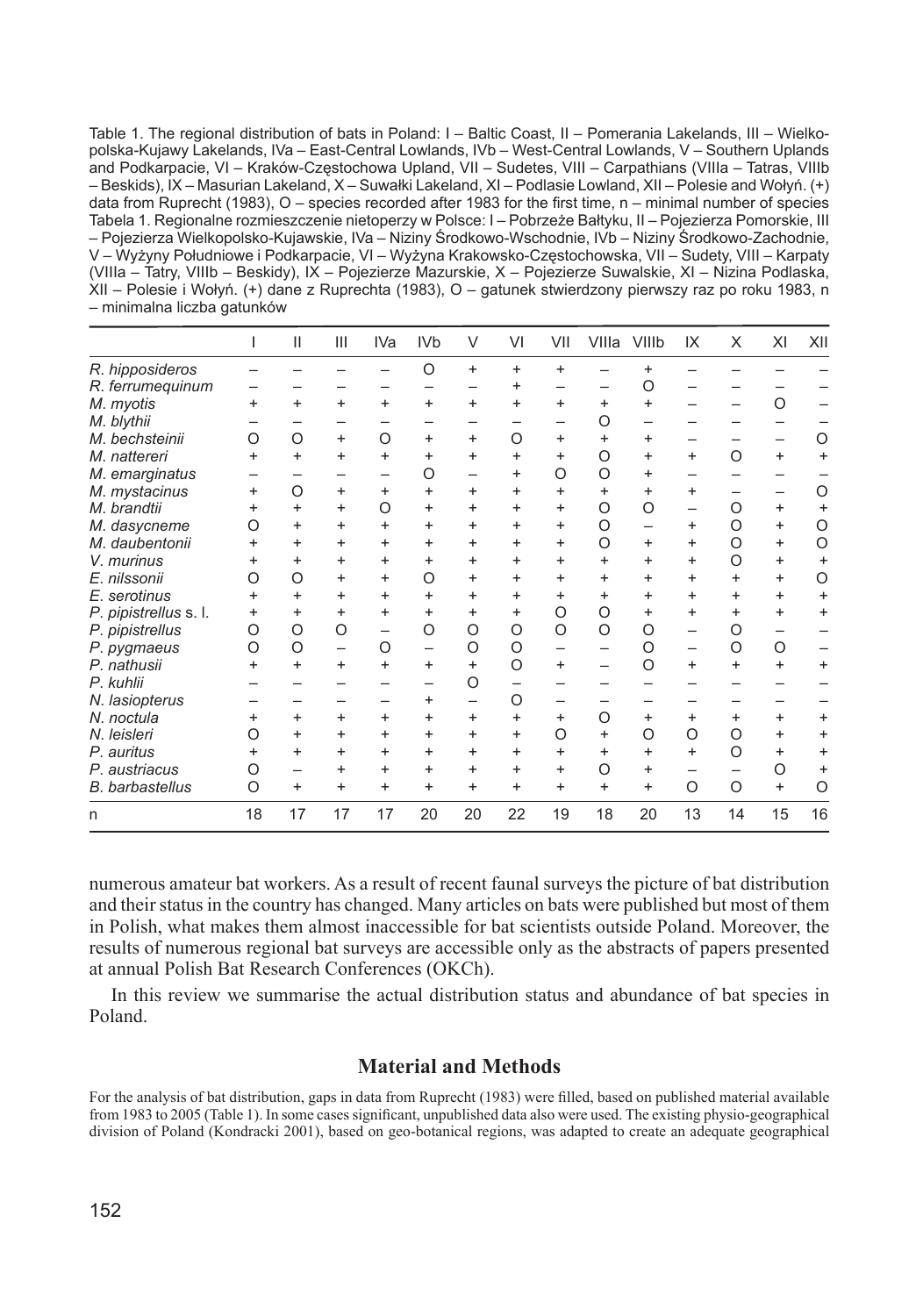Table 1. The regional distribution of bats in Poland: I – Baltic Coast, II – Pomerania Lakelands, III – Wielkopolska-Kujawy Lakelands, IVa – East-Central Lowlands, IVb – West-Central Lowlands, V – Southern Uplands and Podkarpacie, VI – Kraków-Częstochowa Upland, VII – Sudetes, VIII – Carpathians (VIIIa – Tatras, VIIIb – Beskids), IX – Masurian Lakeland, X – Suwałki Lakeland, XI – Podlasie Lowland, XII – Polesie and Wołyń. (+) data from Ruprecht (1983), O – species recorded after 1983 for the first time, n – minimal number of species

Tabela 1. Regionalne rozmieszczenie nietoperzy w Polsce: I – Pobrzeże Bałtyku, II – Pojezierza Pomorskie, III – Pojezierza Wielkopolsko-Kujawskie, IVa – Niziny Środkowo-Wschodnie, IVb – Niziny Środkowo-Zachodnie, V – Wyżyny Południowe i Podkarpacie, VI – Wyżyna Krakowsko-Częstochowska, VII – Sudety, VIII – Karpaty (VIIIa – Tatry, VIIIb – Beskidy), IX – Pojezierze Mazurskie, X – Pojezierze Suwalskie, XI – Nizina Podlaska, XII – Polesie i Wołyń. (+) dane z Ruprechta (1983), O – gatunek stwierdzony pierwszy raz po roku 1983, n – minimalna liczba gatunków

| | I | II | III | IVa | IVb | V | VI | VII | VIIIa | VIIIb | IX | X | XI | XII |
|---|---|---|---|---|---|---|---|---|---|---|---|---|---|---|
| *R. hipposideros* | – | – | – | – | O | + | + | + | – | + | – | – | – | – |
| *R. ferrumequinum* | – | – | – | – | – | – | + | – | – | O | – | – | – | – |
| *M. myotis* | + | + | + | + | + | + | + | + | + | + | – | – | O | – |
| *M. blythii* | – | – | – | – | – | – | – | – | O | – | – | – | – | – |
| *M. bechsteinii* | O | O | + | O | + | + | O | + | + | + | – | – | – | O |
| *M. nattereri* | + | + | + | + | + | + | + | + | O | + | + | O | + | + |
| *M. emarginatus* | – | – | – | – | O | – | + | O | O | + | – | – | – | – |
| *M. mystacinus* | + | O | + | + | + | + | + | + | + | + | + | – | – | O |
| *M. brandtii* | + | + | + | O | + | + | + | + | O | O | – | O | + | + |
| *M. dasycneme* | O | + | + | + | + | + | + | + | O | – | + | O | + | O |
| *M. daubentonii* | + | + | + | + | + | + | + | + | O | + | + | O | + | O |
| *V. murinus* | + | + | + | + | + | + | + | + | + | + | + | O | + | + |
| *E. nilssonii* | O | O | + | + | O | + | + | + | + | + | + | + | + | O |
| *E. serotinus* | + | + | + | + | + | + | + | + | + | + | + | + | + | + |
| *P. pipistrellus* s. l. | + | + | + | + | + | + | + | O | O | + | + | + | + | + |
| *P. pipistrellus* | O | O | O | – | O | O | O | O | O | O | – | O | – | – |
| *P. pygmaeus* | O | O | – | O | – | O | O | – | – | O | – | O | O | – |
| *P. nathusii* | + | + | + | + | + | + | O | + | – | O | + | + | + | + |
| *P. kuhlii* | – | – | – | – | – | O | – | – | – | – | – | – | – | – |
| *N. lasiopterus* | – | – | – | – | + | – | O | – | – | – | – | – | – | – |
| *N. noctula* | + | + | + | + | + | + | + | + | O | + | + | + | + | + |
| *N. leisleri* | O | + | + | + | + | + | + | O | + | O | O | O | + | + |
| *P. auritus* | + | + | + | + | + | + | + | + | + | + | + | O | + | + |
| *P. austriacus* | O | – | + | + | + | + | + | + | O | + | – | – | O | + |
| *B. barbastellus* | O | + | + | + | + | + | + | + | + | + | O | O | + | O |
| n | 18 | 17 | 17 | 17 | 20 | 20 | 22 | 19 | 18 | 20 | 13 | 14 | 15 | 16 |

numerous amateur bat workers. As a result of recent faunal surveys the picture of bat distribution and their status in the country has changed. Many articles on bats were published but most of them in Polish, what makes them almost inaccessible for bat scientists outside Poland. Moreover, the results of numerous regional bat surveys are accessible only as the abstracts of papers presented at annual Polish Bat Research Conferences (OKCh).

In this review we summarise the actual distribution status and abundance of bat species in Poland.

## Material and Methods

For the analysis of bat distribution, gaps in data from Ruprecht (1983) were filled, based on published material available from 1983 to 2005 (Table 1). In some cases significant, unpublished data also were used. The existing physio-geographical division of Poland (Kondracki 2001), based on geo-botanical regions, was adapted to create an adequate geographical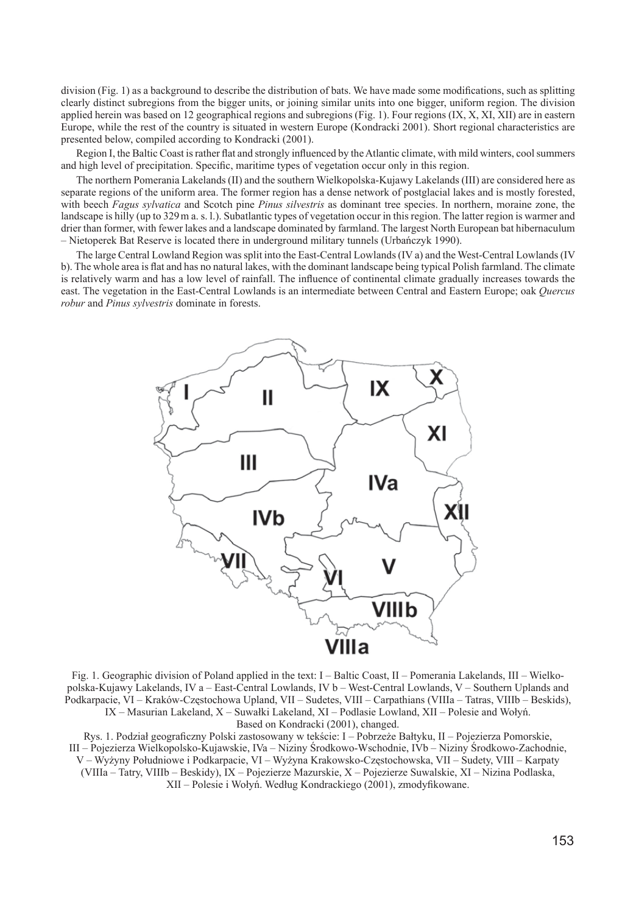division (Fig. 1) as a background to describe the distribution of bats. We have made some modifications, such as splitting clearly distinct subregions from the bigger units, or joining similar units into one bigger, uniform region. The division applied herein was based on 12 geographical regions and subregions (Fig. 1). Four regions (IX, X, XI, XII) are in eastern Europe, while the rest of the country is situated in western Europe (Kondracki 2001). Short regional characteristics are presented below, compiled according to Kondracki (2001).

Region I, the Baltic Coast is rather flat and strongly influenced by the Atlantic climate, with mild winters, cool summers and high level of precipitation. Specific, maritime types of vegetation occur only in this region.

The northern Pomerania Lakelands (II) and the southern Wielkopolska-Kujawy Lakelands (III) are considered here as separate regions of the uniform area. The former region has a dense network of postglacial lakes and is mostly forested, with beech *Fagus sylvatica* and Scotch pine *Pinus silvestris* as dominant tree species. In northern, moraine zone, the landscape is hilly (up to 329 m a. s. l.). Subatlantic types of vegetation occur in this region. The latter region is warmer and drier than former, with fewer lakes and a landscape dominated by farmland. The largest North European bat hibernaculum – Nietoperek Bat Reserve is located there in underground military tunnels (Urbańczyk 1990).

The large Central Lowland Region was split into the East-Central Lowlands (IV a) and the West-Central Lowlands (IV b). The whole area is flat and has no natural lakes, with the dominant landscape being typical Polish farmland. The climate is relatively warm and has a low level of rainfall. The influence of continental climate gradually increases towards the east. The vegetation in the East-Central Lowlands is an intermediate between Central and Eastern Europe; oak *Quercus robur* and *Pinus sylvestris* dominate in forests.

Fig. 1. Geographic division of Poland applied in the text: I – Baltic Coast, II – Pomerania Lakelands, III – Wielkopolska-Kujawy Lakelands, IV a – East-Central Lowlands, IV b – West-Central Lowlands, V – Southern Uplands and Podkarpacie, VI – Kraków-Częstochowa Upland, VII – Sudetes, VIII – Carpathians (VIIIa – Tatras, VIIIb – Beskids), IX – Masurian Lakeland, X – Suwałki Lakeland, XI – Podlasie Lowland, XII – Polesie and Wołyń. Based on Kondracki (2001), changed.

Rys. 1. Podział geograficzny Polski zastosowany w tekście: I – Pobrzeże Bałtyku, II – Pojezierza Pomorskie, III – Pojezierza Wielkopolsko-Kujawskie, IVa – Niziny Środkowo-Wschodnie, IVb – Niziny Środkowo-Zachodnie, V – Wyżyny Południowe i Podkarpacie, VI – Wyżyna Krakowsko-Częstochowska, VII – Sudety, VIII – Karpaty (VIIIa – Tatry, VIIIb – Beskidy), IX – Pojezierze Mazurskie, X – Pojezierze Suwalskie, XI – Nizina Podlaska, XII – Polesie i Wołyń. Według Kondrackiego (2001), zmodyfikowane.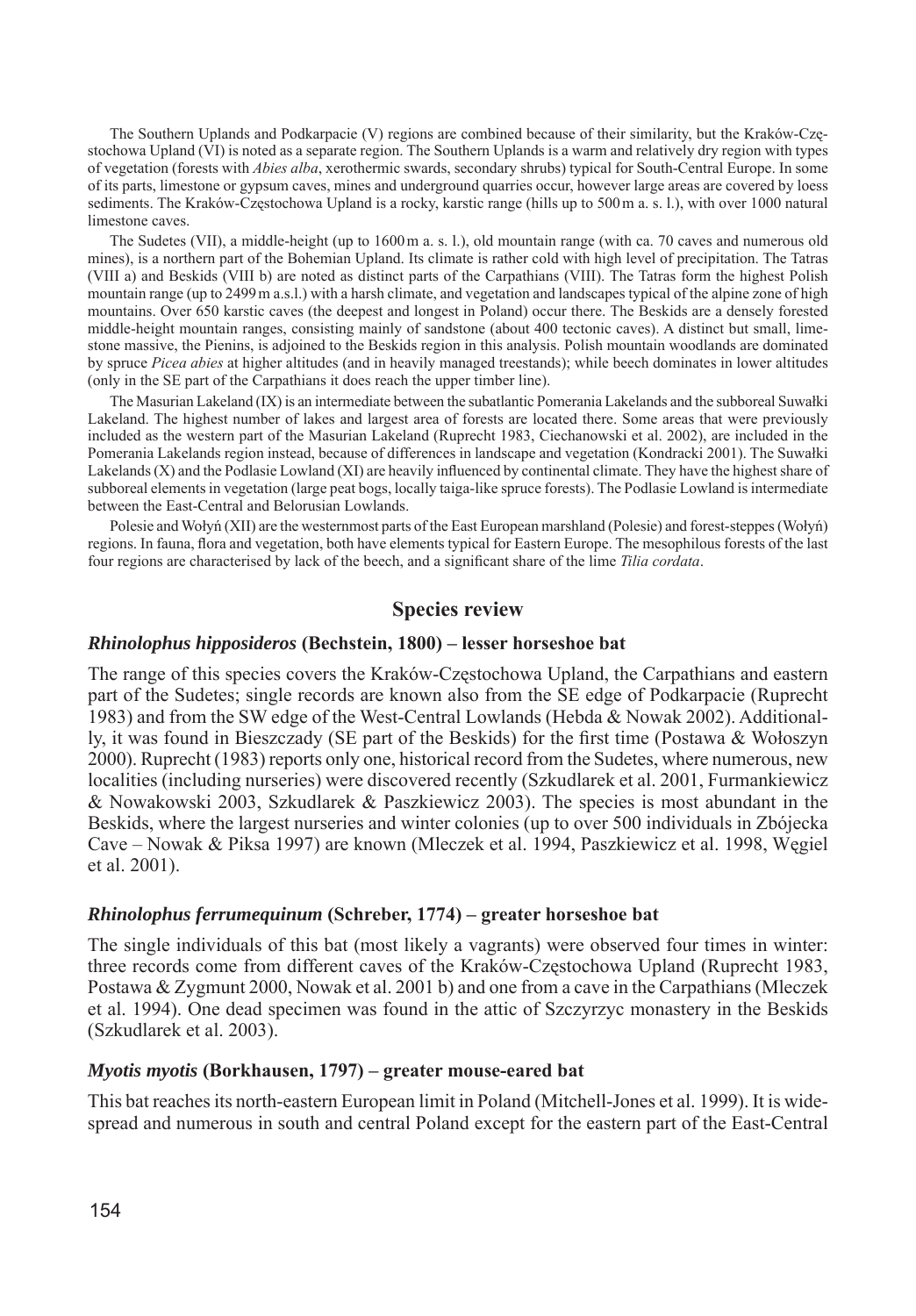The Southern Uplands and Podkarpacie (V) regions are combined because of their similarity, but the Kraków-Częstochowa Upland (VI) is noted as a separate region. The Southern Uplands is a warm and relatively dry region with types of vegetation (forests with *Abies alba*, xerothermic swards, secondary shrubs) typical for South-Central Europe. In some of its parts, limestone or gypsum caves, mines and underground quarries occur, however large areas are covered by loess sediments. The Kraków-Częstochowa Upland is a rocky, karstic range (hills up to 500 m a. s. l.), with over 1000 natural limestone caves.

The Sudetes (VII), a middle-height (up to 1600 m a. s. l.), old mountain range (with ca. 70 caves and numerous old mines), is a northern part of the Bohemian Upland. Its climate is rather cold with high level of precipitation. The Tatras (VIII a) and Beskids (VIII b) are noted as distinct parts of the Carpathians (VIII). The Tatras form the highest Polish mountain range (up to 2499 m a.s.l.) with a harsh climate, and vegetation and landscapes typical of the alpine zone of high mountains. Over 650 karstic caves (the deepest and longest in Poland) occur there. The Beskids are a densely forested middle-height mountain ranges, consisting mainly of sandstone (about 400 tectonic caves). A distinct but small, limestone massive, the Pienins, is adjoined to the Beskids region in this analysis. Polish mountain woodlands are dominated by spruce *Picea abies* at higher altitudes (and in heavily managed treestands); while beech dominates in lower altitudes (only in the SE part of the Carpathians it does reach the upper timber line).

The Masurian Lakeland (IX) is an intermediate between the subatlantic Pomerania Lakelands and the subboreal Suwałki Lakeland. The highest number of lakes and largest area of forests are located there. Some areas that were previously included as the western part of the Masurian Lakeland (Ruprecht 1983, Ciechanowski et al. 2002), are included in the Pomerania Lakelands region instead, because of differences in landscape and vegetation (Kondracki 2001). The Suwałki Lakelands (X) and the Podlasie Lowland (XI) are heavily influenced by continental climate. They have the highest share of subboreal elements in vegetation (large peat bogs, locally taiga-like spruce forests). The Podlasie Lowland is intermediate between the East-Central and Belorusian Lowlands.

Polesie and Wołyń (XII) are the westernmost parts of the East European marshland (Polesie) and forest-steppes (Wołyń) regions. In fauna, flora and vegetation, both have elements typical for Eastern Europe. The mesophilous forests of the last four regions are characterised by lack of the beech, and a significant share of the lime *Tilia cordata*.

## Species review

### *Rhinolophus hipposideros* (Bechstein, 1800) – lesser horseshoe bat

The range of this species covers the Kraków-Częstochowa Upland, the Carpathians and eastern part of the Sudetes; single records are known also from the SE edge of Podkarpacie (Ruprecht 1983) and from the SW edge of the West-Central Lowlands (Hebda & Nowak 2002). Additionally, it was found in Bieszczady (SE part of the Beskids) for the first time (Postawa & Wołoszyn 2000). Ruprecht (1983) reports only one, historical record from the Sudetes, where numerous, new localities (including nurseries) were discovered recently (Szkudlarek et al. 2001, Furmankiewicz & Nowakowski 2003, Szkudlarek & Paszkiewicz 2003). The species is most abundant in the Beskids, where the largest nurseries and winter colonies (up to over 500 individuals in Zbójecka Cave – Nowak & Piksa 1997) are known (Mleczek et al. 1994, Paszkiewicz et al. 1998, Węgiel et al. 2001).

### *Rhinolophus ferrumequinum* (Schreber, 1774) – greater horseshoe bat

The single individuals of this bat (most likely a vagrants) were observed four times in winter: three records come from different caves of the Kraków-Częstochowa Upland (Ruprecht 1983, Postawa & Zygmunt 2000, Nowak et al. 2001 b) and one from a cave in the Carpathians (Mleczek et al. 1994). One dead specimen was found in the attic of Szczyrzyc monastery in the Beskids (Szkudlarek et al. 2003).

### *Myotis myotis* (Borkhausen, 1797) – greater mouse-eared bat

This bat reaches its north-eastern European limit in Poland (Mitchell-Jones et al. 1999). It is widespread and numerous in south and central Poland except for the eastern part of the East-Central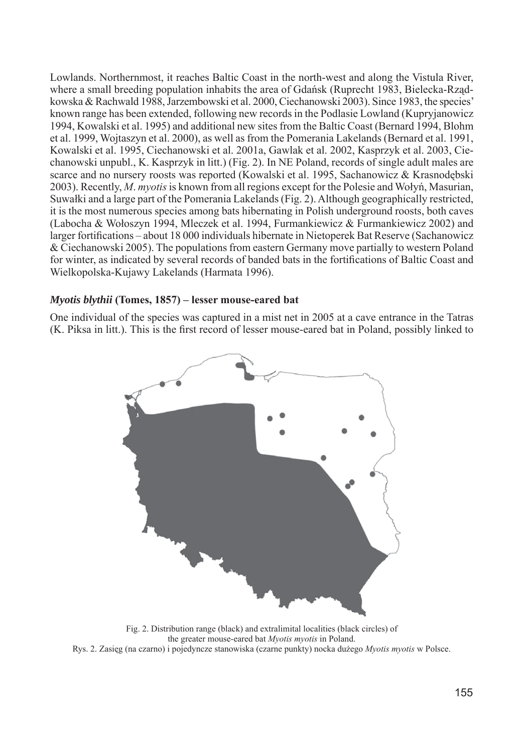Lowlands. Northernmost, it reaches Baltic Coast in the north-west and along the Vistula River, where a small breeding population inhabits the area of Gdańsk (Ruprecht 1983, Bielecka-Rządkowska & Rachwald 1988, Jarzembowski et al. 2000, Ciechanowski 2003). Since 1983, the species' known range has been extended, following new records in the Podlasie Lowland (Kupryjanowicz 1994, Kowalski et al. 1995) and additional new sites from the Baltic Coast (Bernard 1994, Blohm et al. 1999, Wojtaszyn et al. 2000), as well as from the Pomerania Lakelands (Bernard et al. 1991, Kowalski et al. 1995, Ciechanowski et al. 2001a, Gawlak et al. 2002, Kasprzyk et al. 2003, Ciechanowski unpubl., K. Kasprzyk in litt.) (Fig. 2). In NE Poland, records of single adult males are scarce and no nursery roosts was reported (Kowalski et al. 1995, Sachanowicz & Krasnodębski 2003). Recently, *M. myotis* is known from all regions except for the Polesie and Wołyń, Masurian, Suwałki and a large part of the Pomerania Lakelands (Fig. 2). Although geographically restricted, it is the most numerous species among bats hibernating in Polish underground roosts, both caves (Labocha & Wołoszyn 1994, Mleczek et al. 1994, Furmankiewicz & Furmankiewicz 2002) and larger fortifications – about 18 000 individuals hibernate in Nietoperek Bat Reserve (Sachanowicz & Ciechanowski 2005). The populations from eastern Germany move partially to western Poland for winter, as indicated by several records of banded bats in the fortifications of Baltic Coast and Wielkopolska-Kujawy Lakelands (Harmata 1996).

### *Myotis blythii* (Tomes, 1857) – lesser mouse-eared bat

One individual of the species was captured in a mist net in 2005 at a cave entrance in the Tatras (K. Piksa in litt.). This is the first record of lesser mouse-eared bat in Poland, possibly linked to

Fig. 2. Distribution range (black) and extralimital localities (black circles) of the greater mouse-eared bat *Myotis myotis* in Poland.
Rys. 2. Zasięg (na czarno) i pojedyncze stanowiska (czarne punkty) nocka dużego *Myotis myotis* w Polsce.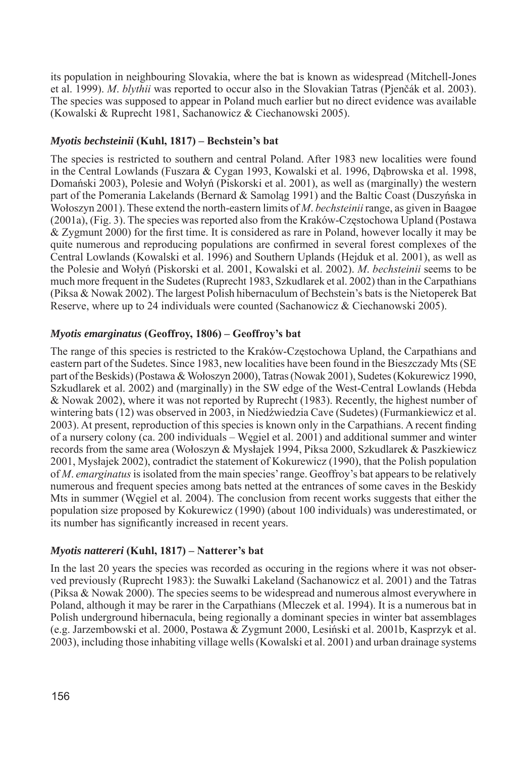its population in neighbouring Slovakia, where the bat is known as widespread (Mitchell-Jones et al. 1999). *M. blythii* was reported to occur also in the Slovakian Tatras (Pjenčák et al. 2003). The species was supposed to appear in Poland much earlier but no direct evidence was available (Kowalski & Ruprecht 1981, Sachanowicz & Ciechanowski 2005).

### *Myotis bechsteinii* (Kuhl, 1817) – Bechstein's bat

The species is restricted to southern and central Poland. After 1983 new localities were found in the Central Lowlands (Fuszara & Cygan 1993, Kowalski et al. 1996, Dąbrowska et al. 1998, Domański 2003), Polesie and Wołyń (Piskorski et al. 2001), as well as (marginally) the western part of the Pomerania Lakelands (Bernard & Samoląg 1991) and the Baltic Coast (Duszyńska in Wołoszyn 2001). These extend the north-eastern limits of *M. bechsteinii* range, as given in Baagøe (2001a), (Fig. 3). The species was reported also from the Kraków-Częstochowa Upland (Postawa & Zygmunt 2000) for the first time. It is considered as rare in Poland, however locally it may be quite numerous and reproducing populations are confirmed in several forest complexes of the Central Lowlands (Kowalski et al. 1996) and Southern Uplands (Hejduk et al. 2001), as well as the Polesie and Wołyń (Piskorski et al. 2001, Kowalski et al. 2002). *M. bechsteinii* seems to be much more frequent in the Sudetes (Ruprecht 1983, Szkudlarek et al. 2002) than in the Carpathians (Piksa & Nowak 2002). The largest Polish hibernaculum of Bechstein's bats is the Nietoperek Bat Reserve, where up to 24 individuals were counted (Sachanowicz & Ciechanowski 2005).

### *Myotis emarginatus* (Geoffroy, 1806) – Geoffroy's bat

The range of this species is restricted to the Kraków-Częstochowa Upland, the Carpathians and eastern part of the Sudetes. Since 1983, new localities have been found in the Bieszczady Mts (SE part of the Beskids) (Postawa & Wołoszyn 2000), Tatras (Nowak 2001), Sudetes (Kokurewicz 1990, Szkudlarek et al. 2002) and (marginally) in the SW edge of the West-Central Lowlands (Hebda & Nowak 2002), where it was not reported by Ruprecht (1983). Recently, the highest number of wintering bats (12) was observed in 2003, in Niedźwiedzia Cave (Sudetes) (Furmankiewicz et al. 2003). At present, reproduction of this species is known only in the Carpathians. A recent finding of a nursery colony (ca. 200 individuals – Węgiel et al. 2001) and additional summer and winter records from the same area (Wołoszyn & Mysłajek 1994, Piksa 2000, Szkudlarek & Paszkiewicz 2001, Mysłajek 2002), contradict the statement of Kokurewicz (1990), that the Polish population of *M. emarginatus* is isolated from the main species' range. Geoffroy's bat appears to be relatively numerous and frequent species among bats netted at the entrances of some caves in the Beskidy Mts in summer (Węgiel et al. 2004). The conclusion from recent works suggests that either the population size proposed by Kokurewicz (1990) (about 100 individuals) was underestimated, or its number has significantly increased in recent years.

### *Myotis nattereri* (Kuhl, 1817) – Natterer's bat

In the last 20 years the species was recorded as occuring in the regions where it was not observed previously (Ruprecht 1983): the Suwałki Lakeland (Sachanowicz et al. 2001) and the Tatras (Piksa & Nowak 2000). The species seems to be widespread and numerous almost everywhere in Poland, although it may be rarer in the Carpathians (Mleczek et al. 1994). It is a numerous bat in Polish underground hibernacula, being regionally a dominant species in winter bat assemblages (e.g. Jarzembowski et al. 2000, Postawa & Zygmunt 2000, Lesiński et al. 2001b, Kasprzyk et al. 2003), including those inhabiting village wells (Kowalski et al. 2001) and urban drainage systems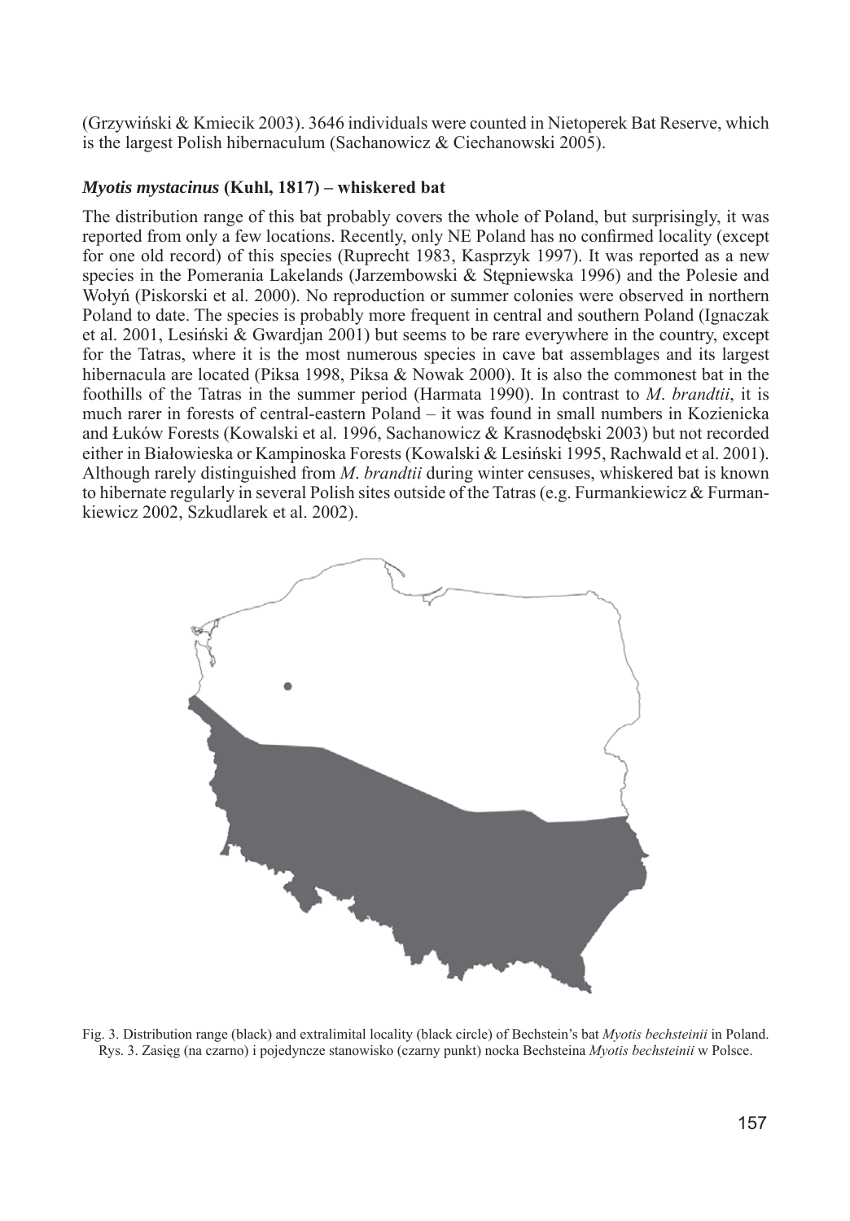(Grzywiński & Kmiecik 2003). 3646 individuals were counted in Nietoperek Bat Reserve, which is the largest Polish hibernaculum (Sachanowicz & Ciechanowski 2005).

### *Myotis mystacinus* (Kuhl, 1817) – whiskered bat

The distribution range of this bat probably covers the whole of Poland, but surprisingly, it was reported from only a few locations. Recently, only NE Poland has no confirmed locality (except for one old record) of this species (Ruprecht 1983, Kasprzyk 1997). It was reported as a new species in the Pomerania Lakelands (Jarzembowski & Stępniewska 1996) and the Polesie and Wołyń (Piskorski et al. 2000). No reproduction or summer colonies were observed in northern Poland to date. The species is probably more frequent in central and southern Poland (Ignaczak et al. 2001, Lesiński & Gwardjan 2001) but seems to be rare everywhere in the country, except for the Tatras, where it is the most numerous species in cave bat assemblages and its largest hibernacula are located (Piksa 1998, Piksa & Nowak 2000). It is also the commonest bat in the foothills of the Tatras in the summer period (Harmata 1990). In contrast to *M. brandtii*, it is much rarer in forests of central-eastern Poland – it was found in small numbers in Kozienicka and Łuków Forests (Kowalski et al. 1996, Sachanowicz & Krasnodębski 2003) but not recorded either in Białowieska or Kampinoska Forests (Kowalski & Lesiński 1995, Rachwald et al. 2001). Although rarely distinguished from *M. brandtii* during winter censuses, whiskered bat is known to hibernate regularly in several Polish sites outside of the Tatras (e.g. Furmankiewicz & Furmankiewicz 2002, Szkudlarek et al. 2002).

Fig. 3. Distribution range (black) and extralimital locality (black circle) of Bechstein's bat *Myotis bechsteinii* in Poland.
Rys. 3. Zasięg (na czarno) i pojedyncze stanowisko (czarny punkt) nocka Bechsteina *Myotis bechsteinii* w Polsce.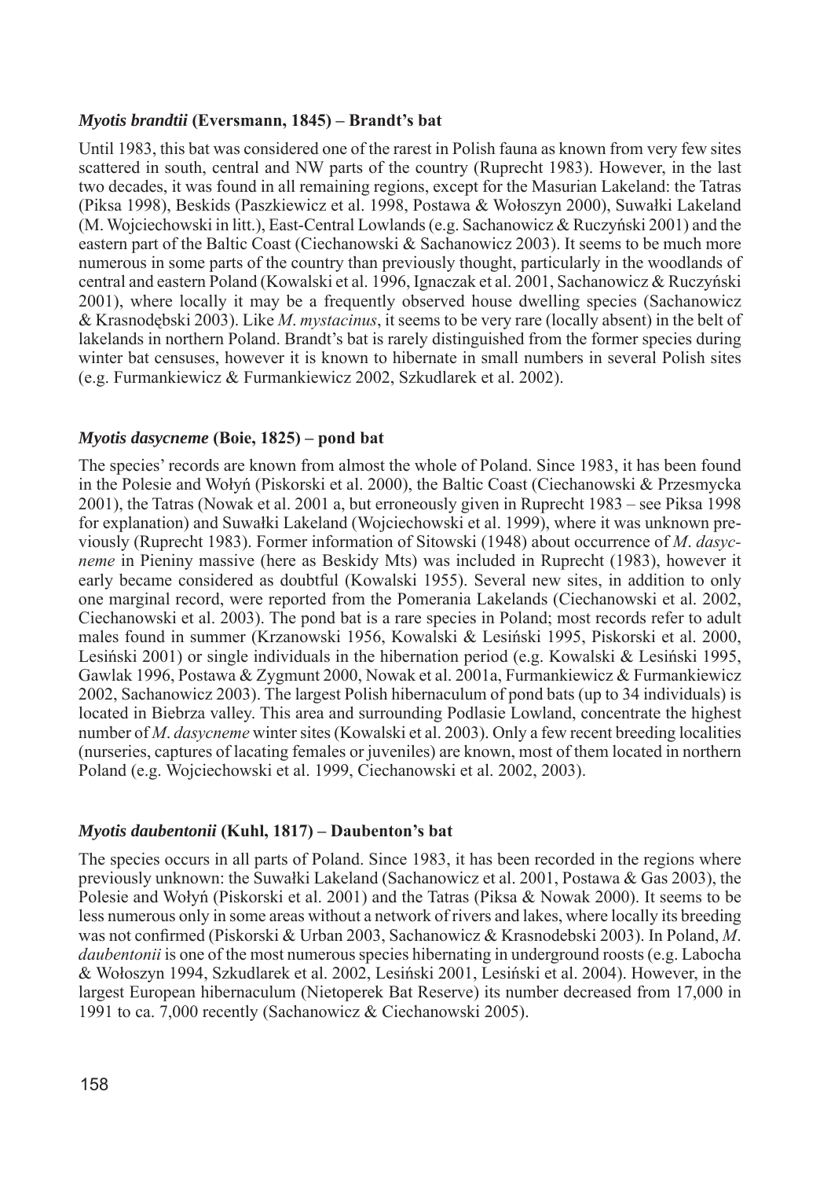### *Myotis brandtii* (Eversmann, 1845) – Brandt's bat

Until 1983, this bat was considered one of the rarest in Polish fauna as known from very few sites scattered in south, central and NW parts of the country (Ruprecht 1983). However, in the last two decades, it was found in all remaining regions, except for the Masurian Lakeland: the Tatras (Piksa 1998), Beskids (Paszkiewicz et al. 1998, Postawa & Wołoszyn 2000), Suwałki Lakeland (M. Wojciechowski in litt.), East-Central Lowlands (e.g. Sachanowicz & Ruczyński 2001) and the eastern part of the Baltic Coast (Ciechanowski & Sachanowicz 2003). It seems to be much more numerous in some parts of the country than previously thought, particularly in the woodlands of central and eastern Poland (Kowalski et al. 1996, Ignaczak et al. 2001, Sachanowicz & Ruczyński 2001), where locally it may be a frequently observed house dwelling species (Sachanowicz & Krasnodębski 2003). Like *M*. *mystacinus*, it seems to be very rare (locally absent) in the belt of lakelands in northern Poland. Brandt's bat is rarely distinguished from the former species during winter bat censuses, however it is known to hibernate in small numbers in several Polish sites (e.g. Furmankiewicz & Furmankiewicz 2002, Szkudlarek et al. 2002).

### *Myotis dasycneme* (Boie, 1825) – pond bat

The species' records are known from almost the whole of Poland. Since 1983, it has been found in the Polesie and Wołyń (Piskorski et al. 2000), the Baltic Coast (Ciechanowski & Przesmycka 2001), the Tatras (Nowak et al. 2001 a, but erroneously given in Ruprecht 1983 – see Piksa 1998 for explanation) and Suwałki Lakeland (Wojciechowski et al. 1999), where it was unknown previously (Ruprecht 1983). Former information of Sitowski (1948) about occurrence of *M*. *dasycneme* in Pieniny massive (here as Beskidy Mts) was included in Ruprecht (1983), however it early became considered as doubtful (Kowalski 1955). Several new sites, in addition to only one marginal record, were reported from the Pomerania Lakelands (Ciechanowski et al. 2002, Ciechanowski et al. 2003). The pond bat is a rare species in Poland; most records refer to adult males found in summer (Krzanowski 1956, Kowalski & Lesiński 1995, Piskorski et al. 2000, Lesiński 2001) or single individuals in the hibernation period (e.g. Kowalski & Lesiński 1995, Gawlak 1996, Postawa & Zygmunt 2000, Nowak et al. 2001a, Furmankiewicz & Furmankiewicz 2002, Sachanowicz 2003). The largest Polish hibernaculum of pond bats (up to 34 individuals) is located in Biebrza valley. This area and surrounding Podlasie Lowland, concentrate the highest number of *M*. *dasycneme* winter sites (Kowalski et al. 2003). Only a few recent breeding localities (nurseries, captures of lacating females or juveniles) are known, most of them located in northern Poland (e.g. Wojciechowski et al. 1999, Ciechanowski et al. 2002, 2003).

### *Myotis daubentonii* (Kuhl, 1817) – Daubenton's bat

The species occurs in all parts of Poland. Since 1983, it has been recorded in the regions where previously unknown: the Suwałki Lakeland (Sachanowicz et al. 2001, Postawa & Gas 2003), the Polesie and Wołyń (Piskorski et al. 2001) and the Tatras (Piksa & Nowak 2000). It seems to be less numerous only in some areas without a network of rivers and lakes, where locally its breeding was not confirmed (Piskorski & Urban 2003, Sachanowicz & Krasnodebski 2003). In Poland, *M*. *daubentonii* is one of the most numerous species hibernating in underground roosts (e.g. Labocha & Wołoszyn 1994, Szkudlarek et al. 2002, Lesiński 2001, Lesiński et al. 2004). However, in the largest European hibernaculum (Nietoperek Bat Reserve) its number decreased from 17,000 in 1991 to ca. 7,000 recently (Sachanowicz & Ciechanowski 2005).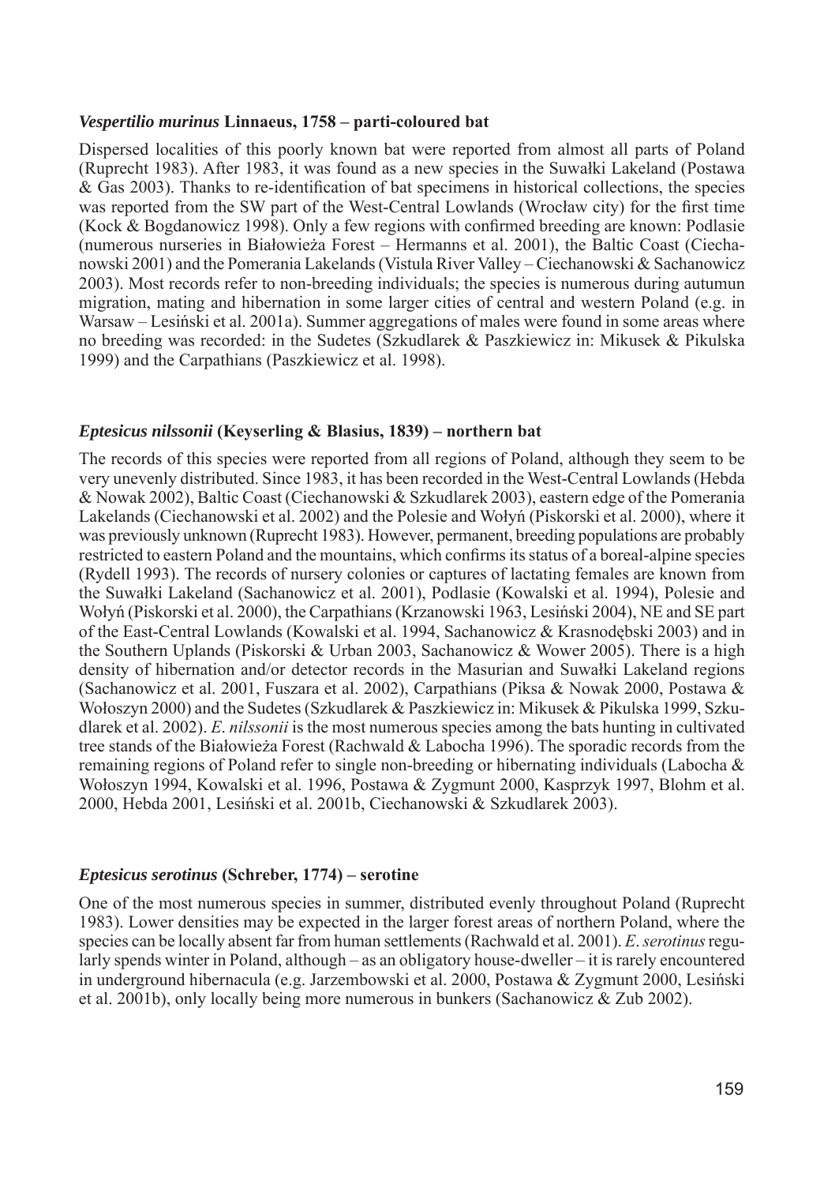### *Vespertilio murinus* Linnaeus, 1758 – parti-coloured bat

Dispersed localities of this poorly known bat were reported from almost all parts of Poland (Ruprecht 1983). After 1983, it was found as a new species in the Suwałki Lakeland (Postawa & Gas 2003). Thanks to re-identification of bat specimens in historical collections, the species was reported from the SW part of the West-Central Lowlands (Wrocław city) for the first time (Kock & Bogdanowicz 1998). Only a few regions with confirmed breeding are known: Podlasie (numerous nurseries in Białowieża Forest – Hermanns et al. 2001), the Baltic Coast (Ciechanowski 2001) and the Pomerania Lakelands (Vistula River Valley – Ciechanowski & Sachanowicz 2003). Most records refer to non-breeding individuals; the species is numerous during autumun migration, mating and hibernation in some larger cities of central and western Poland (e.g. in Warsaw – Lesiński et al. 2001a). Summer aggregations of males were found in some areas where no breeding was recorded: in the Sudetes (Szkudlarek & Paszkiewicz in: Mikusek & Pikulska 1999) and the Carpathians (Paszkiewicz et al. 1998).

### *Eptesicus nilssonii* (Keyserling & Blasius, 1839) – northern bat

The records of this species were reported from all regions of Poland, although they seem to be very unevenly distributed. Since 1983, it has been recorded in the West-Central Lowlands (Hebda & Nowak 2002), Baltic Coast (Ciechanowski & Szkudlarek 2003), eastern edge of the Pomerania Lakelands (Ciechanowski et al. 2002) and the Polesie and Wołyń (Piskorski et al. 2000), where it was previously unknown (Ruprecht 1983). However, permanent, breeding populations are probably restricted to eastern Poland and the mountains, which confirms its status of a boreal-alpine species (Rydell 1993). The records of nursery colonies or captures of lactating females are known from the Suwałki Lakeland (Sachanowicz et al. 2001), Podlasie (Kowalski et al. 1994), Polesie and Wołyń (Piskorski et al. 2000), the Carpathians (Krzanowski 1963, Lesiński 2004), NE and SE part of the East-Central Lowlands (Kowalski et al. 1994, Sachanowicz & Krasnodębski 2003) and in the Southern Uplands (Piskorski & Urban 2003, Sachanowicz & Wower 2005). There is a high density of hibernation and/or detector records in the Masurian and Suwałki Lakeland regions (Sachanowicz et al. 2001, Fuszara et al. 2002), Carpathians (Piksa & Nowak 2000, Postawa & Wołoszyn 2000) and the Sudetes (Szkudlarek & Paszkiewicz in: Mikusek & Pikulska 1999, Szkudlarek et al. 2002). *E. nilssonii* is the most numerous species among the bats hunting in cultivated tree stands of the Białowieża Forest (Rachwald & Labocha 1996). The sporadic records from the remaining regions of Poland refer to single non-breeding or hibernating individuals (Labocha & Wołoszyn 1994, Kowalski et al. 1996, Postawa & Zygmunt 2000, Kasprzyk 1997, Blohm et al. 2000, Hebda 2001, Lesiński et al. 2001b, Ciechanowski & Szkudlarek 2003).

### *Eptesicus serotinus* (Schreber, 1774) – serotine

One of the most numerous species in summer, distributed evenly throughout Poland (Ruprecht 1983). Lower densities may be expected in the larger forest areas of northern Poland, where the species can be locally absent far from human settlements (Rachwald et al. 2001). *E. serotinus* regularly spends winter in Poland, although – as an obligatory house-dweller – it is rarely encountered in underground hibernacula (e.g. Jarzembowski et al. 2000, Postawa & Zygmunt 2000, Lesiński et al. 2001b), only locally being more numerous in bunkers (Sachanowicz & Zub 2002).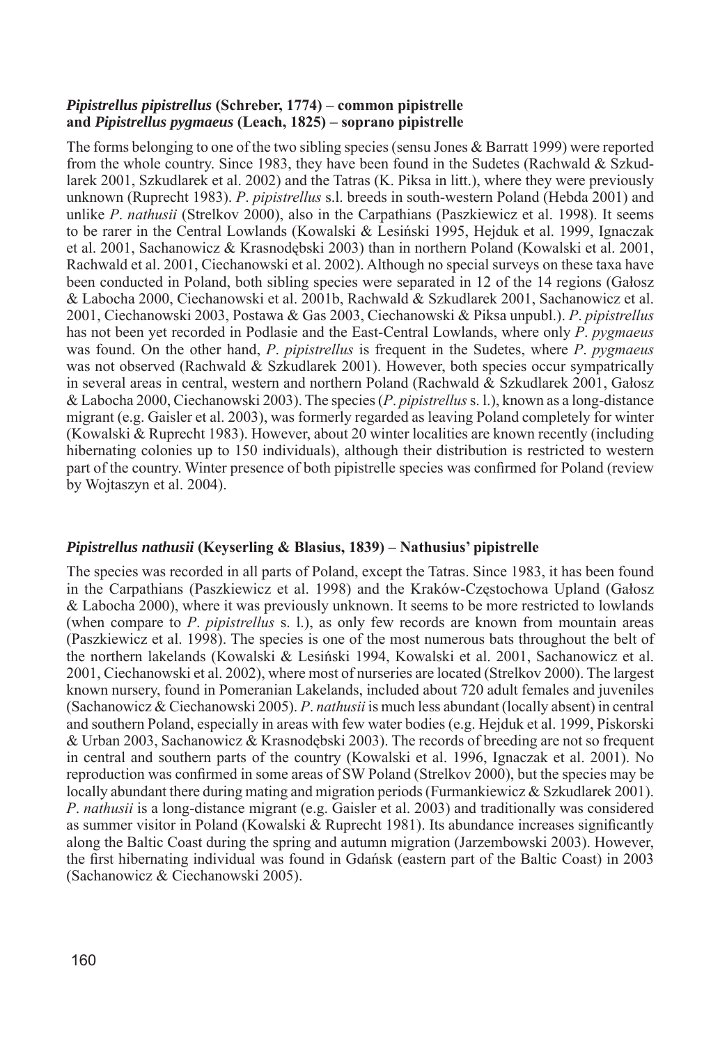### *Pipistrellus pipistrellus* (Schreber, 1774) – common pipistrelle and *Pipistrellus pygmaeus* (Leach, 1825) – soprano pipistrelle

The forms belonging to one of the two sibling species (sensu Jones & Barratt 1999) were reported from the whole country. Since 1983, they have been found in the Sudetes (Rachwald & Szkudlarek 2001, Szkudlarek et al. 2002) and the Tatras (K. Piksa in litt.), where they were previously unknown (Ruprecht 1983). *P*. *pipistrellus* s.l. breeds in south-western Poland (Hebda 2001) and unlike *P*. *nathusii* (Strelkov 2000), also in the Carpathians (Paszkiewicz et al. 1998). It seems to be rarer in the Central Lowlands (Kowalski & Lesiński 1995, Hejduk et al. 1999, Ignaczak et al. 2001, Sachanowicz & Krasnodębski 2003) than in northern Poland (Kowalski et al. 2001, Rachwald et al. 2001, Ciechanowski et al. 2002). Although no special surveys on these taxa have been conducted in Poland, both sibling species were separated in 12 of the 14 regions (Gałosz & Labocha 2000, Ciechanowski et al. 2001b, Rachwald & Szkudlarek 2001, Sachanowicz et al. 2001, Ciechanowski 2003, Postawa & Gas 2003, Ciechanowski & Piksa unpubl.). *P*. *pipistrellus* has not been yet recorded in Podlasie and the East-Central Lowlands, where only *P*. *pygmaeus* was found. On the other hand, *P*. *pipistrellus* is frequent in the Sudetes, where *P*. *pygmaeus* was not observed (Rachwald & Szkudlarek 2001). However, both species occur sympatrically in several areas in central, western and northern Poland (Rachwald & Szkudlarek 2001, Gałosz & Labocha 2000, Ciechanowski 2003). The species (*P*. *pipistrellus* s. l.), known as a long-distance migrant (e.g. Gaisler et al. 2003), was formerly regarded as leaving Poland completely for winter (Kowalski & Ruprecht 1983). However, about 20 winter localities are known recently (including hibernating colonies up to 150 individuals), although their distribution is restricted to western part of the country. Winter presence of both pipistrelle species was confirmed for Poland (review by Wojtaszyn et al. 2004).

### *Pipistrellus nathusii* (Keyserling & Blasius, 1839) – Nathusius' pipistrelle

The species was recorded in all parts of Poland, except the Tatras. Since 1983, it has been found in the Carpathians (Paszkiewicz et al. 1998) and the Kraków-Częstochowa Upland (Gałosz & Labocha 2000), where it was previously unknown. It seems to be more restricted to lowlands (when compare to *P*. *pipistrellus* s. l.), as only few records are known from mountain areas (Paszkiewicz et al. 1998). The species is one of the most numerous bats throughout the belt of the northern lakelands (Kowalski & Lesiński 1994, Kowalski et al. 2001, Sachanowicz et al. 2001, Ciechanowski et al. 2002), where most of nurseries are located (Strelkov 2000). The largest known nursery, found in Pomeranian Lakelands, included about 720 adult females and juveniles (Sachanowicz & Ciechanowski 2005). *P*. *nathusii* is much less abundant (locally absent) in central and southern Poland, especially in areas with few water bodies (e.g. Hejduk et al. 1999, Piskorski & Urban 2003, Sachanowicz & Krasnodębski 2003). The records of breeding are not so frequent in central and southern parts of the country (Kowalski et al. 1996, Ignaczak et al. 2001). No reproduction was confirmed in some areas of SW Poland (Strelkov 2000), but the species may be locally abundant there during mating and migration periods (Furmankiewicz & Szkudlarek 2001). *P*. *nathusii* is a long-distance migrant (e.g. Gaisler et al. 2003) and traditionally was considered as summer visitor in Poland (Kowalski & Ruprecht 1981). Its abundance increases significantly along the Baltic Coast during the spring and autumn migration (Jarzembowski 2003). However, the first hibernating individual was found in Gdańsk (eastern part of the Baltic Coast) in 2003 (Sachanowicz & Ciechanowski 2005).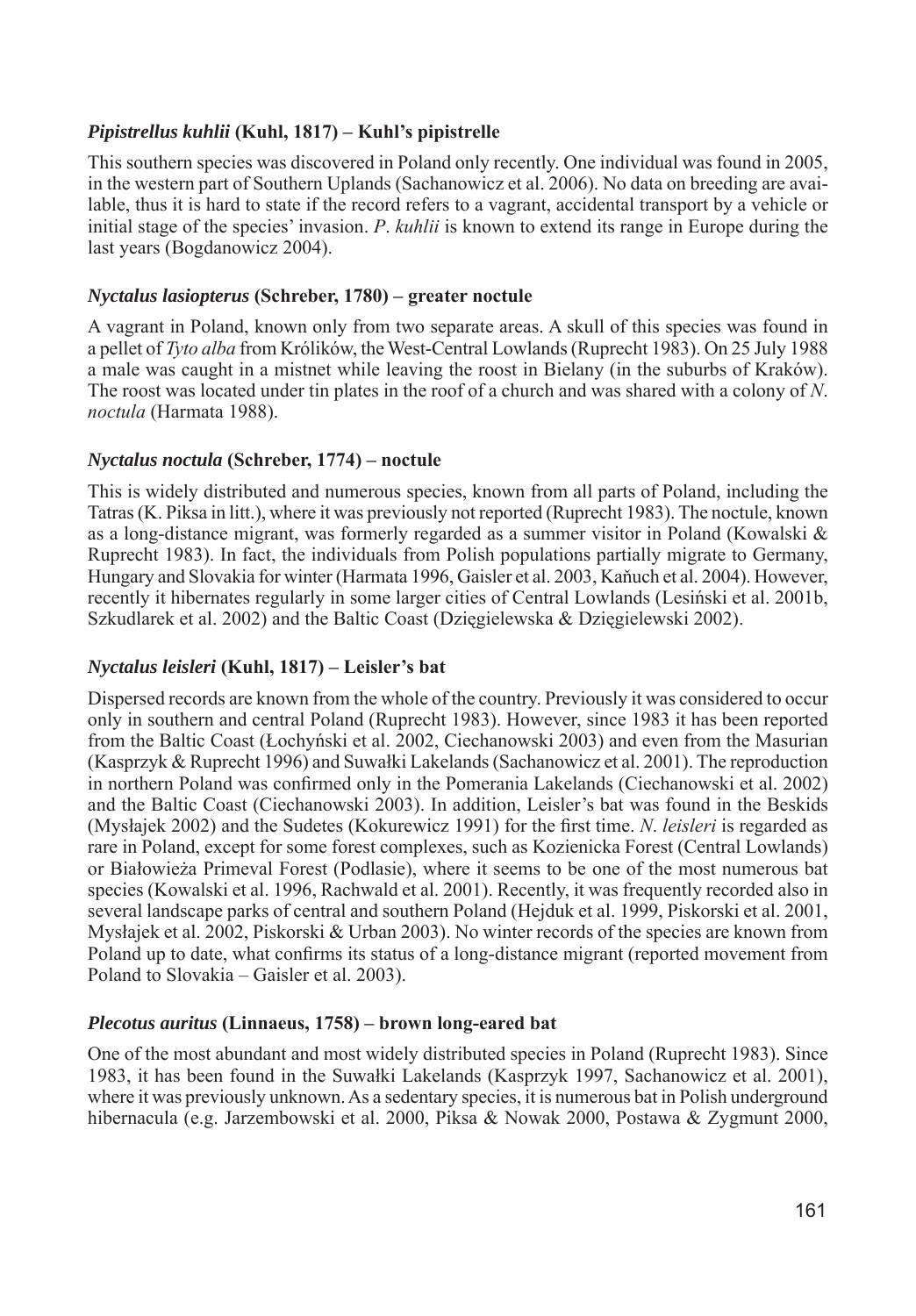### *Pipistrellus kuhlii* (Kuhl, 1817) – Kuhl's pipistrelle

This southern species was discovered in Poland only recently. One individual was found in 2005, in the western part of Southern Uplands (Sachanowicz et al. 2006). No data on breeding are available, thus it is hard to state if the record refers to a vagrant, accidental transport by a vehicle or initial stage of the species' invasion. *P. kuhlii* is known to extend its range in Europe during the last years (Bogdanowicz 2004).

### *Nyctalus lasiopterus* (Schreber, 1780) – greater noctule

A vagrant in Poland, known only from two separate areas. A skull of this species was found in a pellet of *Tyto alba* from Królików, the West-Central Lowlands (Ruprecht 1983). On 25 July 1988 a male was caught in a mistnet while leaving the roost in Bielany (in the suburbs of Kraków). The roost was located under tin plates in the roof of a church and was shared with a colony of *N. noctula* (Harmata 1988).

### *Nyctalus noctula* (Schreber, 1774) – noctule

This is widely distributed and numerous species, known from all parts of Poland, including the Tatras (K. Piksa in litt.), where it was previously not reported (Ruprecht 1983). The noctule, known as a long-distance migrant, was formerly regarded as a summer visitor in Poland (Kowalski & Ruprecht 1983). In fact, the individuals from Polish populations partially migrate to Germany, Hungary and Slovakia for winter (Harmata 1996, Gaisler et al. 2003, Kaňuch et al. 2004). However, recently it hibernates regularly in some larger cities of Central Lowlands (Lesiński et al. 2001b, Szkudlarek et al. 2002) and the Baltic Coast (Dzięgielewska & Dzięgielewski 2002).

### *Nyctalus leisleri* (Kuhl, 1817) – Leisler's bat

Dispersed records are known from the whole of the country. Previously it was considered to occur only in southern and central Poland (Ruprecht 1983). However, since 1983 it has been reported from the Baltic Coast (Łochyński et al. 2002, Ciechanowski 2003) and even from the Masurian (Kasprzyk & Ruprecht 1996) and Suwałki Lakelands (Sachanowicz et al. 2001). The reproduction in northern Poland was confirmed only in the Pomerania Lakelands (Ciechanowski et al. 2002) and the Baltic Coast (Ciechanowski 2003). In addition, Leisler's bat was found in the Beskids (Mysłajek 2002) and the Sudetes (Kokurewicz 1991) for the first time. *N. leisleri* is regarded as rare in Poland, except for some forest complexes, such as Kozienicka Forest (Central Lowlands) or Białowieża Primeval Forest (Podlasie), where it seems to be one of the most numerous bat species (Kowalski et al. 1996, Rachwald et al. 2001). Recently, it was frequently recorded also in several landscape parks of central and southern Poland (Hejduk et al. 1999, Piskorski et al. 2001, Mysłajek et al. 2002, Piskorski & Urban 2003). No winter records of the species are known from Poland up to date, what confirms its status of a long-distance migrant (reported movement from Poland to Slovakia – Gaisler et al. 2003).

### *Plecotus auritus* (Linnaeus, 1758) – brown long-eared bat

One of the most abundant and most widely distributed species in Poland (Ruprecht 1983). Since 1983, it has been found in the Suwałki Lakelands (Kasprzyk 1997, Sachanowicz et al. 2001), where it was previously unknown. As a sedentary species, it is numerous bat in Polish underground hibernacula (e.g. Jarzembowski et al. 2000, Piksa & Nowak 2000, Postawa & Zygmunt 2000,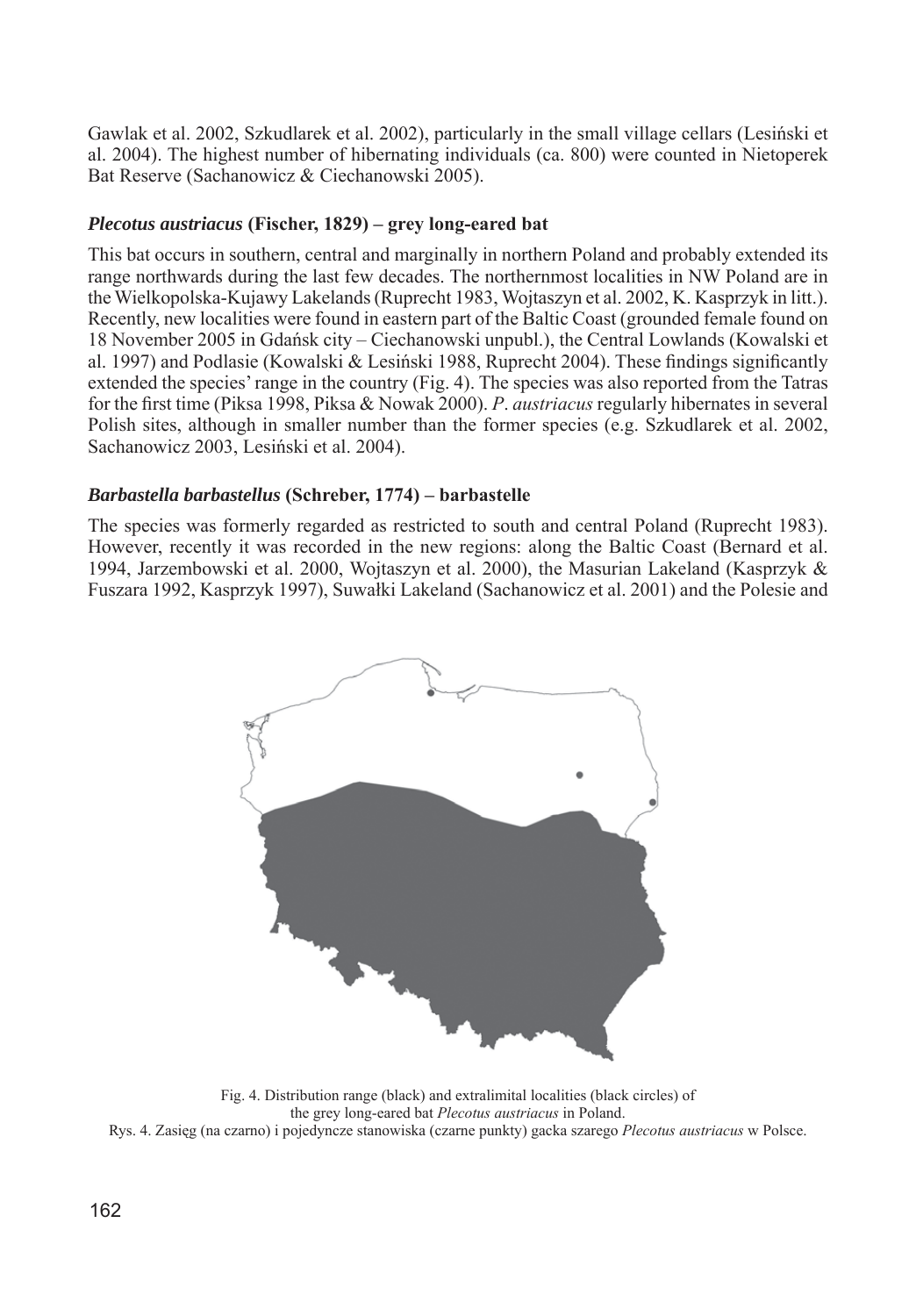Gawlak et al. 2002, Szkudlarek et al. 2002), particularly in the small village cellars (Lesiński et al. 2004). The highest number of hibernating individuals (ca. 800) were counted in Nietoperek Bat Reserve (Sachanowicz & Ciechanowski 2005).

### *Plecotus austriacus* (Fischer, 1829) – grey long-eared bat

This bat occurs in southern, central and marginally in northern Poland and probably extended its range northwards during the last few decades. The northernmost localities in NW Poland are in the Wielkopolska-Kujawy Lakelands (Ruprecht 1983, Wojtaszyn et al. 2002, K. Kasprzyk in litt.). Recently, new localities were found in eastern part of the Baltic Coast (grounded female found on 18 November 2005 in Gdańsk city – Ciechanowski unpubl.), the Central Lowlands (Kowalski et al. 1997) and Podlasie (Kowalski & Lesiński 1988, Ruprecht 2004). These findings significantly extended the species' range in the country (Fig. 4). The species was also reported from the Tatras for the first time (Piksa 1998, Piksa & Nowak 2000). *P. austriacus* regularly hibernates in several Polish sites, although in smaller number than the former species (e.g. Szkudlarek et al. 2002, Sachanowicz 2003, Lesiński et al. 2004).

### *Barbastella barbastellus* (Schreber, 1774) – barbastelle

The species was formerly regarded as restricted to south and central Poland (Ruprecht 1983). However, recently it was recorded in the new regions: along the Baltic Coast (Bernard et al. 1994, Jarzembowski et al. 2000, Wojtaszyn et al. 2000), the Masurian Lakeland (Kasprzyk & Fuszara 1992, Kasprzyk 1997), Suwałki Lakeland (Sachanowicz et al. 2001) and the Polesie and

Fig. 4. Distribution range (black) and extralimital localities (black circles) of the grey long-eared bat *Plecotus austriacus* in Poland.
Rys. 4. Zasięg (na czarno) i pojedyncze stanowiska (czarne punkty) gacka szarego *Plecotus austriacus* w Polsce.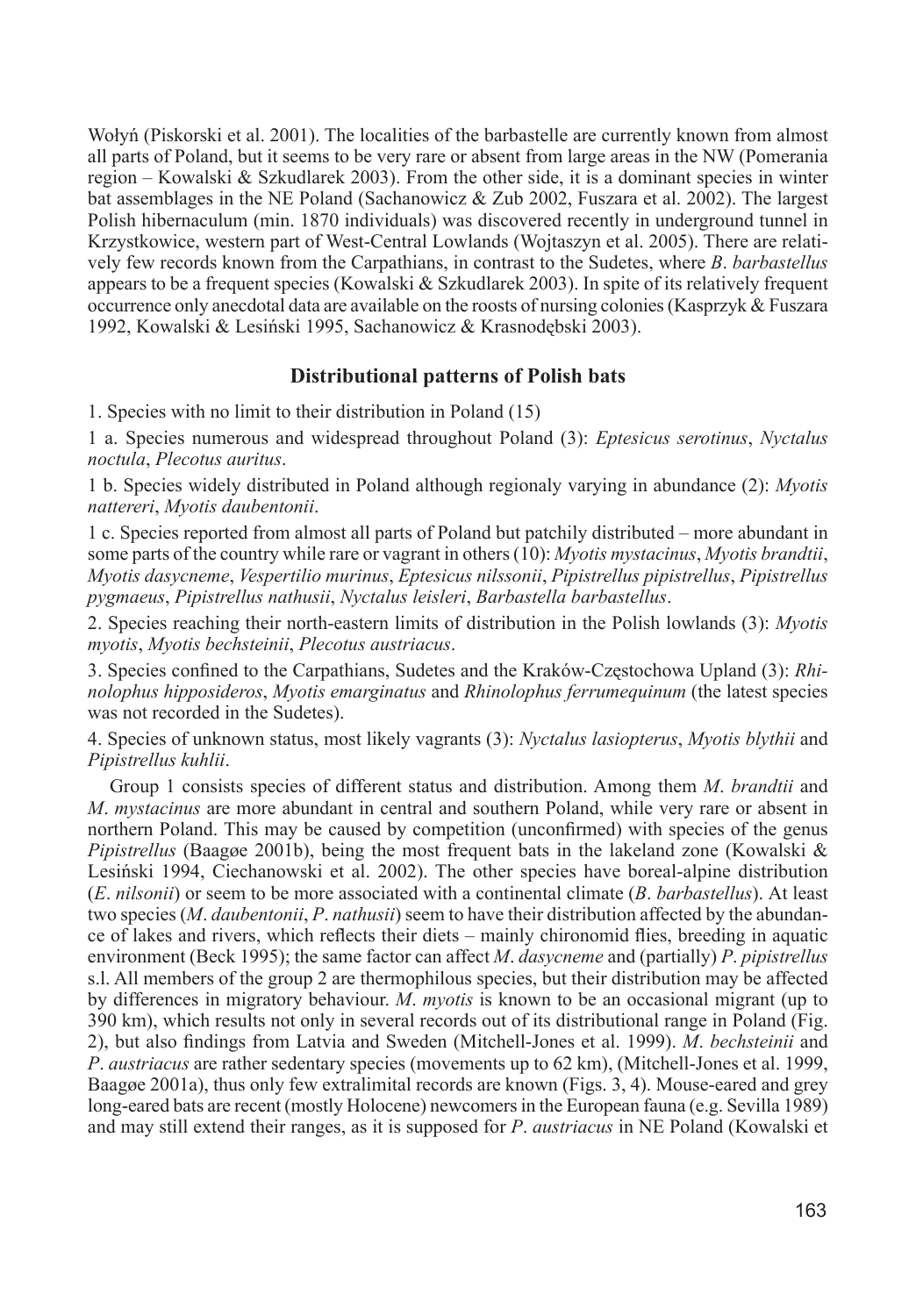Wołyń (Piskorski et al. 2001). The localities of the barbastelle are currently known from almost all parts of Poland, but it seems to be very rare or absent from large areas in the NW (Pomerania region – Kowalski & Szkudlarek 2003). From the other side, it is a dominant species in winter bat assemblages in the NE Poland (Sachanowicz & Zub 2002, Fuszara et al. 2002). The largest Polish hibernaculum (min. 1870 individuals) was discovered recently in underground tunnel in Krzystkowice, western part of West-Central Lowlands (Wojtaszyn et al. 2005). There are relatively few records known from the Carpathians, in contrast to the Sudetes, where *B. barbastellus* appears to be a frequent species (Kowalski & Szkudlarek 2003). In spite of its relatively frequent occurrence only anecdotal data are available on the roosts of nursing colonies (Kasprzyk & Fuszara 1992, Kowalski & Lesiński 1995, Sachanowicz & Krasnodębski 2003).

## Distributional patterns of Polish bats

1. Species with no limit to their distribution in Poland (15)

1 a. Species numerous and widespread throughout Poland (3): *Eptesicus serotinus*, *Nyctalus noctula*, *Plecotus auritus*.

1 b. Species widely distributed in Poland although regionaly varying in abundance (2): *Myotis nattereri*, *Myotis daubentonii*.

1 c. Species reported from almost all parts of Poland but patchily distributed – more abundant in some parts of the country while rare or vagrant in others (10): *Myotis mystacinus*, *Myotis brandtii*, *Myotis dasycneme*, *Vespertilio murinus*, *Eptesicus nilssonii*, *Pipistrellus pipistrellus*, *Pipistrellus pygmaeus*, *Pipistrellus nathusii*, *Nyctalus leisleri*, *Barbastella barbastellus*.

2. Species reaching their north-eastern limits of distribution in the Polish lowlands (3): *Myotis myotis*, *Myotis bechsteinii*, *Plecotus austriacus*.

3. Species confined to the Carpathians, Sudetes and the Kraków-Częstochowa Upland (3): *Rhinolophus hipposideros*, *Myotis emarginatus* and *Rhinolophus ferrumequinum* (the latest species was not recorded in the Sudetes).

4. Species of unknown status, most likely vagrants (3): *Nyctalus lasiopterus*, *Myotis blythii* and *Pipistrellus kuhlii*.

Group 1 consists species of different status and distribution. Among them *M. brandtii* and *M. mystacinus* are more abundant in central and southern Poland, while very rare or absent in northern Poland. This may be caused by competition (unconfirmed) with species of the genus *Pipistrellus* (Baagøe 2001b), being the most frequent bats in the lakeland zone (Kowalski & Lesiński 1994, Ciechanowski et al. 2002). The other species have boreal-alpine distribution (*E. nilsonii*) or seem to be more associated with a continental climate (*B. barbastellus*). At least two species (*M. daubentonii*, *P. nathusii*) seem to have their distribution affected by the abundance of lakes and rivers, which reflects their diets – mainly chironomid flies, breeding in aquatic environment (Beck 1995); the same factor can affect *M. dasycneme* and (partially) *P. pipistrellus* s.l. All members of the group 2 are thermophilous species, but their distribution may be affected by differences in migratory behaviour. *M. myotis* is known to be an occasional migrant (up to 390 km), which results not only in several records out of its distributional range in Poland (Fig. 2), but also findings from Latvia and Sweden (Mitchell-Jones et al. 1999). *M. bechsteinii* and *P. austriacus* are rather sedentary species (movements up to 62 km), (Mitchell-Jones et al. 1999, Baagøe 2001a), thus only few extralimital records are known (Figs. 3, 4). Mouse-eared and grey long-eared bats are recent (mostly Holocene) newcomers in the European fauna (e.g. Sevilla 1989) and may still extend their ranges, as it is supposed for *P. austriacus* in NE Poland (Kowalski et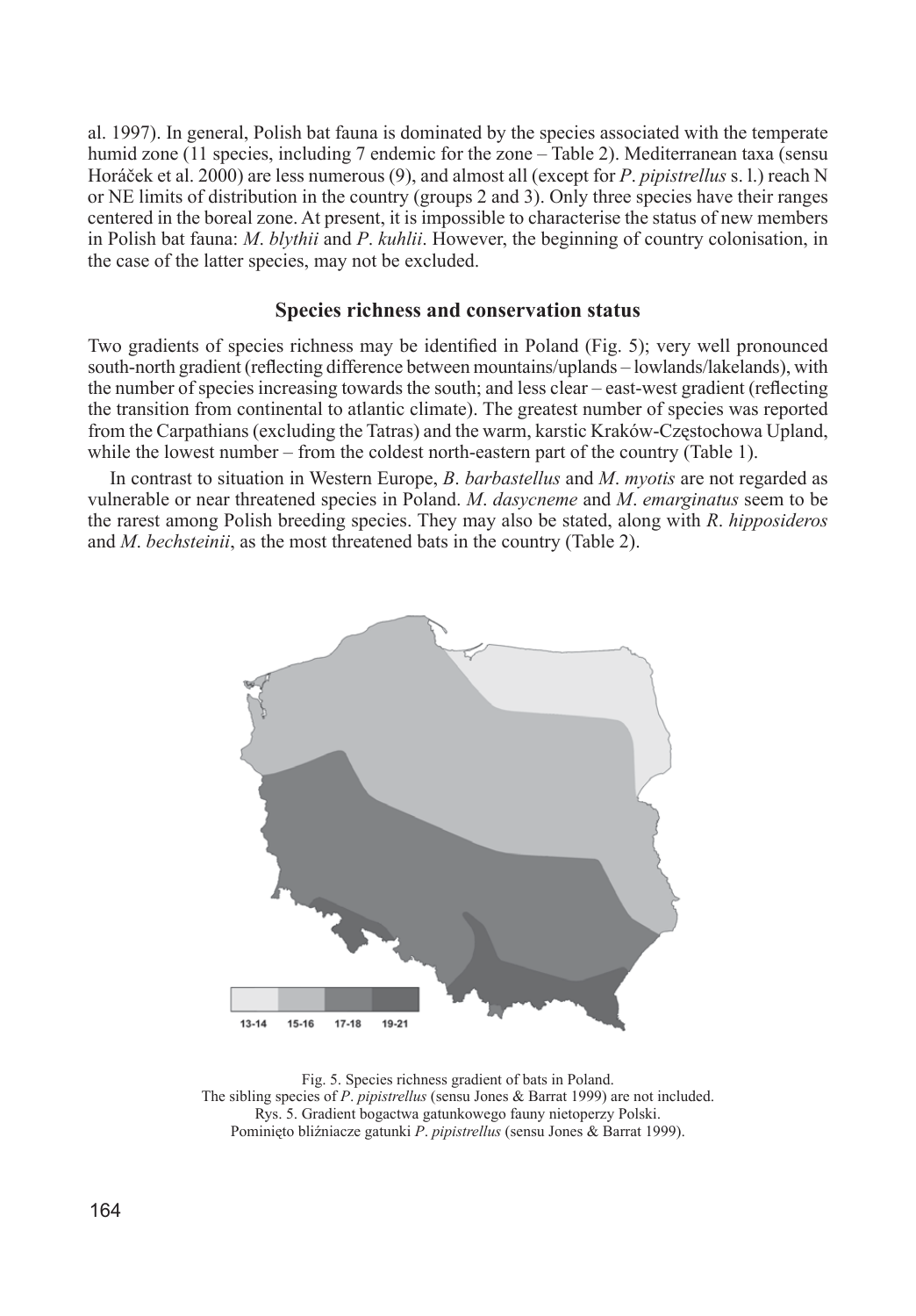al. 1997). In general, Polish bat fauna is dominated by the species associated with the temperate humid zone (11 species, including 7 endemic for the zone – Table 2). Mediterranean taxa (sensu Horáček et al. 2000) are less numerous (9), and almost all (except for *P. pipistrellus* s. l.) reach N or NE limits of distribution in the country (groups 2 and 3). Only three species have their ranges centered in the boreal zone. At present, it is impossible to characterise the status of new members in Polish bat fauna: *M. blythii* and *P. kuhlii*. However, the beginning of country colonisation, in the case of the latter species, may not be excluded.

## Species richness and conservation status

Two gradients of species richness may be identified in Poland (Fig. 5); very well pronounced south-north gradient (reflecting difference between mountains/uplands – lowlands/lakelands), with the number of species increasing towards the south; and less clear – east-west gradient (reflecting the transition from continental to atlantic climate). The greatest number of species was reported from the Carpathians (excluding the Tatras) and the warm, karstic Kraków-Częstochowa Upland, while the lowest number – from the coldest north-eastern part of the country (Table 1).

In contrast to situation in Western Europe, *B. barbastellus* and *M. myotis* are not regarded as vulnerable or near threatened species in Poland. *M. dasycneme* and *M. emarginatus* seem to be the rarest among Polish breeding species. They may also be stated, along with *R. hipposideros* and *M. bechsteinii*, as the most threatened bats in the country (Table 2).

13-14 15-16 17-18 19-21

Fig. 5. Species richness gradient of bats in Poland.
The sibling species of *P. pipistrellus* (sensu Jones & Barrat 1999) are not included.
Rys. 5. Gradient bogactwa gatunkowego fauny nietoperzy Polski.
Pominięto bliźniacze gatunki *P. pipistrellus* (sensu Jones & Barrat 1999).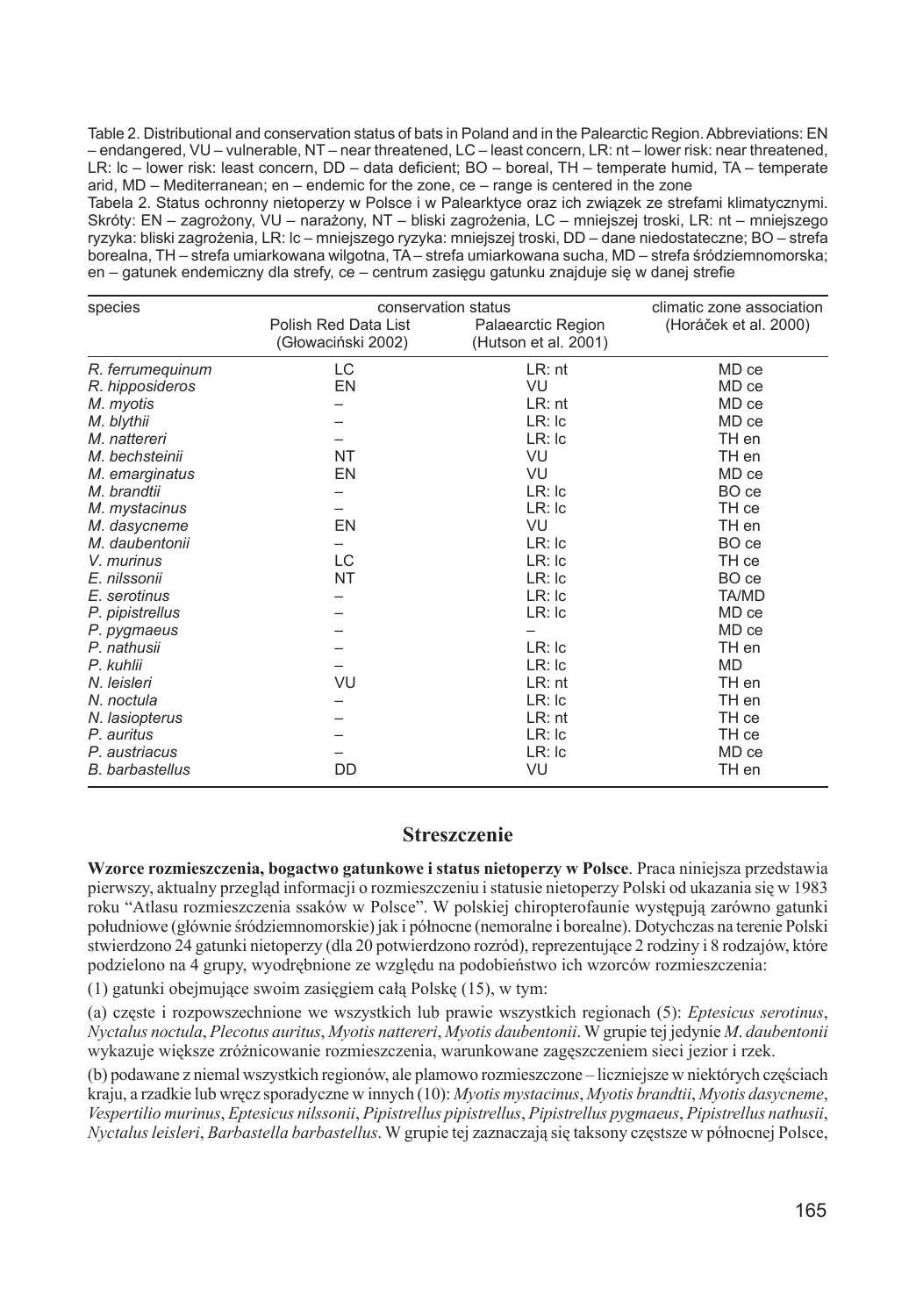Table 2. Distributional and conservation status of bats in Poland and in the Palearctic Region. Abbreviations: EN – endangered, VU – vulnerable, NT – near threatened, LC – least concern, LR: nt – lower risk: near threatened, LR: lc – lower risk: least concern, DD – data deficient; BO – boreal, TH – temperate humid, TA – temperate arid, MD – Mediterranean; en – endemic for the zone, ce – range is centered in the zone

Tabela 2. Status ochronny nietoperzy w Polsce i w Palearktyce oraz ich związek ze strefami klimatycznymi. Skróty: EN – zagrożony, VU – narażony, NT – bliski zagrożenia, LC – mniejszej troski, LR: nt – mniejszego ryzyka: bliski zagrożenia, LR: lc – mniejszego ryzyka: mniejszej troski, DD – dane niedostateczne; BO – strefa borealna, TH – strefa umiarkowana wilgotna, TA – strefa umiarkowana sucha, MD – strefa śródziemnomorska; en – gatunek endemiczny dla strefy, ce – centrum zasięgu gatunku znajduje się w danej strefie

| species | conservation status | | climatic zone association |
|---|---|---|---|
| | Polish Red Data List (Głowaciński 2002) | Palaearctic Region (Hutson et al. 2001) | (Horáček et al. 2000) |
| *R. ferrumequinum* | LC | LR: nt | MD ce |
| *R. hipposideros* | EN | VU | MD ce |
| *M. myotis* | – | LR: nt | MD ce |
| *M. blythii* | – | LR: lc | MD ce |
| *M. nattereri* | – | LR: lc | TH en |
| *M. bechsteinii* | NT | VU | TH en |
| *M. emarginatus* | EN | VU | MD ce |
| *M. brandtii* | – | LR: lc | BO ce |
| *M. mystacinus* | – | LR: lc | TH ce |
| *M. dasycneme* | EN | VU | TH en |
| *M. daubentonii* | – | LR: lc | BO ce |
| *V. murinus* | LC | LR: lc | TH ce |
| *E. nilssonii* | NT | LR: lc | BO ce |
| *E. serotinus* | – | LR: lc | TA/MD |
| *P. pipistrellus* | – | LR: lc | MD ce |
| *P. pygmaeus* | – | – | MD ce |
| *P. nathusii* | – | LR: lc | TH en |
| *P. kuhlii* | – | LR: lc | MD |
| *N. leisleri* | VU | LR: nt | TH en |
| *N. noctula* | – | LR: lc | TH en |
| *N. lasiopterus* | – | LR: nt | TH ce |
| *P. auritus* | – | LR: lc | TH ce |
| *P. austriacus* | – | LR: lc | MD ce |
| *B. barbastellus* | DD | VU | TH en |

## Streszczenie

**Wzorce rozmieszczenia, bogactwo gatunkowe i status nietoperzy w Polsce**. Praca niniejsza przedstawia pierwszy, aktualny przegląd informacji o rozmieszczeniu i statusie nietoperzy Polski od ukazania się w 1983 roku "Atlasu rozmieszczenia ssaków w Polsce". W polskiej chiropterofaunie występują zarówno gatunki południowe (głównie śródziemnomorskie) jak i północne (nemoralne i borealne). Dotychczas na terenie Polski stwierdzono 24 gatunki nietoperzy (dla 20 potwierdzono rozród), reprezentujące 2 rodziny i 8 rodzajów, które podzielono na 4 grupy, wyodrębnione ze względu na podobieństwo ich wzorców rozmieszczenia:

(1) gatunki obejmujące swoim zasięgiem całą Polskę (15), w tym:

(a) częste i rozpowszechnione we wszystkich lub prawie wszystkich regionach (5): *Eptesicus serotinus*, *Nyctalus noctula*, *Plecotus auritus*, *Myotis nattereri*, *Myotis daubentonii*. W grupie tej jedynie *M. daubentonii* wykazuje większe zróżnicowanie rozmieszczenia, warunkowane zagęszczeniem sieci jezior i rzek.

(b) podawane z niemal wszystkich regionów, ale plamowo rozmieszczone – liczniejsze w niektórych częściach kraju, a rzadkie lub wręcz sporadyczne w innych (10): *Myotis mystacinus*, *Myotis brandtii*, *Myotis dasycneme*, *Vespertilio murinus*, *Eptesicus nilssonii*, *Pipistrellus pipistrellus*, *Pipistrellus pygmaeus*, *Pipistrellus nathusii*, *Nyctalus leisleri*, *Barbastella barbastellus*. W grupie tej zaznaczają się taksony częstsze w północnej Polsce,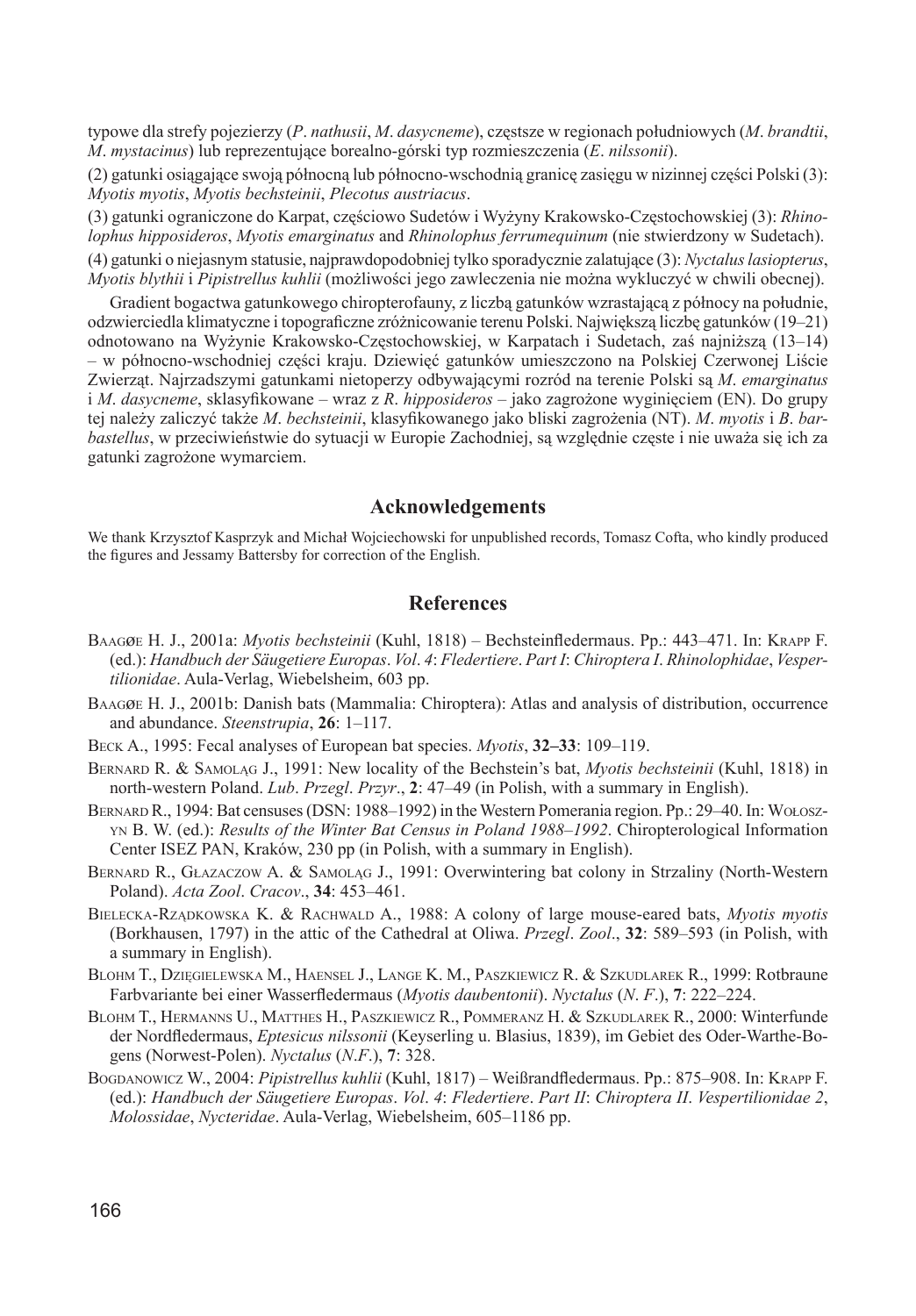typowe dla strefy pojezierzy (*P*. *nathusii*, *M*. *dasycneme*), częstsze w regionach południowych (*M*. *brandtii*, *M*. *mystacinus*) lub reprezentujące borealno-górski typ rozmieszczenia (*E*. *nilssonii*).

(2) gatunki osiągające swoją północną lub północno-wschodnią granicę zasięgu w nizinnej części Polski (3): *Myotis myotis*, *Myotis bechsteinii*, *Plecotus austriacus*.

(3) gatunki ograniczone do Karpat, częściowo Sudetów i Wyżyny Krakowsko-Częstochowskiej (3): *Rhinolophus hipposideros*, *Myotis emarginatus* and *Rhinolophus ferrumequinum* (nie stwierdzony w Sudetach).

(4) gatunki o niejasnym statusie, najprawdopodobniej tylko sporadycznie zalatujące (3): *Nyctalus lasiopterus*, *Myotis blythii* i *Pipistrellus kuhlii* (możliwości jego zawleczenia nie można wykluczyć w chwili obecnej).

Gradient bogactwa gatunkowego chiropterofauny, z liczbą gatunków wzrastającą z północy na południe, odzwierciedla klimatyczne i topograficzne zróżnicowanie terenu Polski. Największą liczbę gatunków (19–21) odnotowano na Wyżynie Krakowsko-Częstochowskiej, w Karpatach i Sudetach, zaś najniższą (13–14) – w północno-wschodniej części kraju. Dziewięć gatunków umieszczono na Polskiej Czerwonej Liście Zwierząt. Najrzadszymi gatunkami nietoperzy odbywającymi rozród na terenie Polski są *M*. *emarginatus* i *M*. *dasycneme*, sklasyfikowane – wraz z *R*. *hipposideros* – jako zagrożone wyginięciem (EN). Do grupy tej należy zaliczyć także *M*. *bechsteinii*, klasyfikowanego jako bliski zagrożenia (NT). *M*. *myotis* i *B*. *barbastellus*, w przeciwieństwie do sytuacji w Europie Zachodniej, są względnie częste i nie uważa się ich za gatunki zagrożone wymarciem.

## Acknowledgements

We thank Krzysztof Kasprzyk and Michał Wojciechowski for unpublished records, Tomasz Cofta, who kindly produced the figures and Jessamy Battersby for correction of the English.

## References

Baagøe H. J., 2001a: *Myotis bechsteinii* (Kuhl, 1818) – Bechsteinfledermaus. Pp.: 443–471. In: Krapp F. (ed.): *Handbuch der Säugetiere Europas*. *Vol*. *4*: *Fledertiere*. *Part I*: *Chiroptera I*. *Rhinolophidae*, *Vespertilionidae*. Aula-Verlag, Wiebelsheim, 603 pp.

Baagøe H. J., 2001b: Danish bats (Mammalia: Chiroptera): Atlas and analysis of distribution, occurrence and abundance. *Steenstrupia*, **26**: 1–117.

Beck A., 1995: Fecal analyses of European bat species. *Myotis*, **32–33**: 109–119.

Bernard R. & Samoląg J., 1991: New locality of the Bechstein's bat, *Myotis bechsteinii* (Kuhl, 1818) in north-western Poland. *Lub*. *Przegl*. *Przyr*., **2**: 47–49 (in Polish, with a summary in English).

Bernard R., 1994: Bat censuses (DSN: 1988–1992) in the Western Pomerania region. Pp.: 29–40. In: Wołoszyn B. W. (ed.): *Results of the Winter Bat Census in Poland 1988–1992*. Chiropterological Information Center ISEZ PAN, Kraków, 230 pp (in Polish, with a summary in English).

Bernard R., Głazaczow A. & Samoląg J., 1991: Overwintering bat colony in Strzaliny (North-Western Poland). *Acta Zool*. *Cracov*., **34**: 453–461.

Bielecka-Rządkowska K. & Rachwald A., 1988: A colony of large mouse-eared bats, *Myotis myotis* (Borkhausen, 1797) in the attic of the Cathedral at Oliwa. *Przegl*. *Zool*., **32**: 589–593 (in Polish, with a summary in English).

Blohm T., Dzięgielewska M., Haensel J., Lange K. M., Paszkiewicz R. & Szkudlarek R., 1999: Rotbraune Farbvariante bei einer Wasserfledermaus (*Myotis daubentonii*). *Nyctalus* (*N*. *F*.), **7**: 222–224.

Blohm T., Hermanns U., Matthes H., Paszkiewicz R., Pommeranz H. & Szkudlarek R., 2000: Winterfunde der Nordfledermaus, *Eptesicus nilssonii* (Keyserling u. Blasius, 1839), im Gebiet des Oder-Warthe-Bogens (Norwest-Polen). *Nyctalus* (*N.F*.), **7**: 328.

Bogdanowicz W., 2004: *Pipistrellus kuhlii* (Kuhl, 1817) – Weißrandfledermaus. Pp.: 875–908. In: Krapp F. (ed.): *Handbuch der Säugetiere Europas*. *Vol*. *4*: *Fledertiere*. *Part II*: *Chiroptera II*. *Vespertilionidae 2*, *Molossidae*, *Nycteridae*. Aula-Verlag, Wiebelsheim, 605–1186 pp.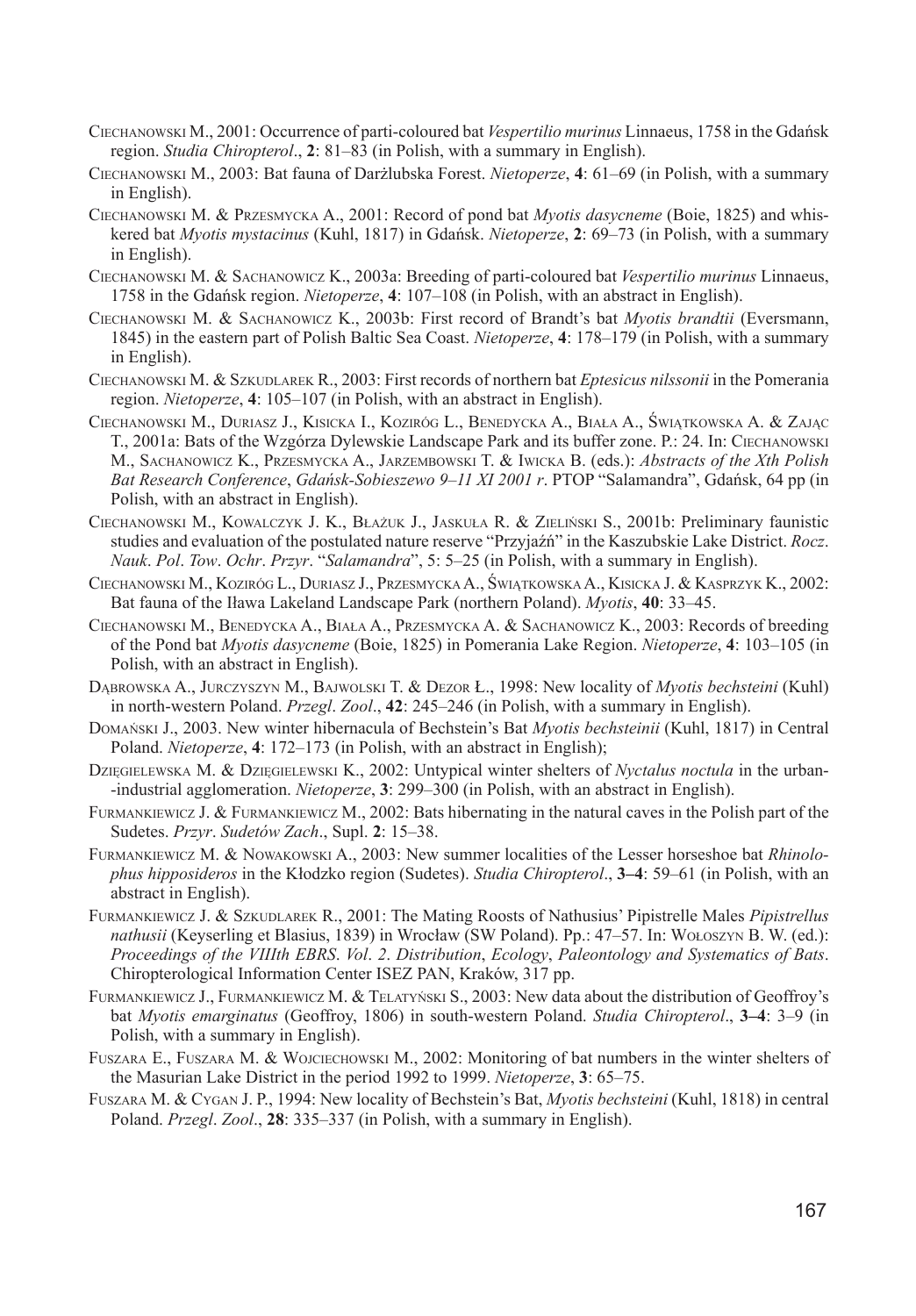Ciechanowski M., 2001: Occurrence of parti-coloured bat *Vespertilio murinus* Linnaeus, 1758 in the Gdańsk region. *Studia Chiropterol*., **2**: 81–83 (in Polish, with a summary in English).

Ciechanowski M., 2003: Bat fauna of Darżlubska Forest. *Nietoperze*, **4**: 61–69 (in Polish, with a summary in English).

Ciechanowski M. & Przesmycka A., 2001: Record of pond bat *Myotis dasycneme* (Boie, 1825) and whiskered bat *Myotis mystacinus* (Kuhl, 1817) in Gdańsk. *Nietoperze*, **2**: 69–73 (in Polish, with a summary in English).

Ciechanowski M. & Sachanowicz K., 2003a: Breeding of parti-coloured bat *Vespertilio murinus* Linnaeus, 1758 in the Gdańsk region. *Nietoperze*, **4**: 107–108 (in Polish, with an abstract in English).

Ciechanowski M. & Sachanowicz K., 2003b: First record of Brandt's bat *Myotis brandtii* (Eversmann, 1845) in the eastern part of Polish Baltic Sea Coast. *Nietoperze*, **4**: 178–179 (in Polish, with a summary in English).

Ciechanowski M. & Szkudlarek R., 2003: First records of northern bat *Eptesicus nilssonii* in the Pomerania region. *Nietoperze*, **4**: 105–107 (in Polish, with an abstract in English).

Ciechanowski M., Duriasz J., Kisicka I., Kozirόg L., Benedycka A., Biała A., Świątkowska A. & Zając T., 2001a: Bats of the Wzgórza Dylewskie Landscape Park and its buffer zone. P.: 24. In: Ciechanowski M., Sachanowicz K., Przesmycka A., Jarzembowski T. & Iwicka B. (eds.): *Abstracts of the Xth Polish Bat Research Conference*, *Gdańsk-Sobieszewo 9–11 XI 2001 r*. PTOP "Salamandra", Gdańsk, 64 pp (in Polish, with an abstract in English).

Ciechanowski M., Kowalczyk J. K., Błażuk J., Jaskuła R. & Zieliński S., 2001b: Preliminary faunistic studies and evaluation of the postulated nature reserve "Przyjaźń" in the Kaszubskie Lake District. *Rocz*. *Nauk*. *Pol*. *Tow*. *Ochr*. *Przyr*. "*Salamandra*", 5: 5–25 (in Polish, with a summary in English).

Ciechanowski M., Kozirόg L., Duriasz J., Przesmycka A., Świątkowska A., Kisicka J. & Kasprzyk K., 2002: Bat fauna of the Iława Lakeland Landscape Park (northern Poland). *Myotis*, **40**: 33–45.

Ciechanowski M., Benedycka A., Biała A., Przesmycka A. & Sachanowicz K., 2003: Records of breeding of the Pond bat *Myotis dasycneme* (Boie, 1825) in Pomerania Lake Region. *Nietoperze*, **4**: 103–105 (in Polish, with an abstract in English).

Dąbrowska A., Jurczyszyn M., Bajwolski T. & Dezor Ł., 1998: New locality of *Myotis bechsteini* (Kuhl) in north-western Poland. *Przegl*. *Zool*., **42**: 245–246 (in Polish, with a summary in English).

Domański J., 2003. New winter hibernacula of Bechstein's Bat *Myotis bechsteinii* (Kuhl, 1817) in Central Poland. *Nietoperze*, **4**: 172–173 (in Polish, with an abstract in English);

Dzięgielewska M. & Dzięgielewski K., 2002: Untypical winter shelters of *Nyctalus noctula* in the urban--industrial agglomeration. *Nietoperze*, **3**: 299–300 (in Polish, with an abstract in English).

Furmankiewicz J. & Furmankiewicz M., 2002: Bats hibernating in the natural caves in the Polish part of the Sudetes. *Przyr*. *Sudetów Zach*., Supl. **2**: 15–38.

Furmankiewicz M. & Nowakowski A., 2003: New summer localities of the Lesser horseshoe bat *Rhinolophus hipposideros* in the Kłodzko region (Sudetes). *Studia Chiropterol*., **3–4**: 59–61 (in Polish, with an abstract in English).

Furmankiewicz J. & Szkudlarek R., 2001: The Mating Roosts of Nathusius' Pipistrelle Males *Pipistrellus nathusii* (Keyserling et Blasius, 1839) in Wrocław (SW Poland). Pp.: 47–57. In: Wołoszyn B. W. (ed.): *Proceedings of the VIIIth EBRS*. *Vol*. *2*. *Distribution*, *Ecology*, *Paleontology and Systematics of Bats*. Chiropterological Information Center ISEZ PAN, Kraków, 317 pp.

Furmankiewicz J., Furmankiewicz M. & Telatyński S., 2003: New data about the distribution of Geoffroy's bat *Myotis emarginatus* (Geoffroy, 1806) in south-western Poland. *Studia Chiropterol*., **3–4**: 3–9 (in Polish, with a summary in English).

Fuszara E., Fuszara M. & Wojciechowski M., 2002: Monitoring of bat numbers in the winter shelters of the Masurian Lake District in the period 1992 to 1999. *Nietoperze*, **3**: 65–75.

Fuszara M. & Cygan J. P., 1994: New locality of Bechstein's Bat, *Myotis bechsteini* (Kuhl, 1818) in central Poland. *Przegl*. *Zool*., **28**: 335–337 (in Polish, with a summary in English).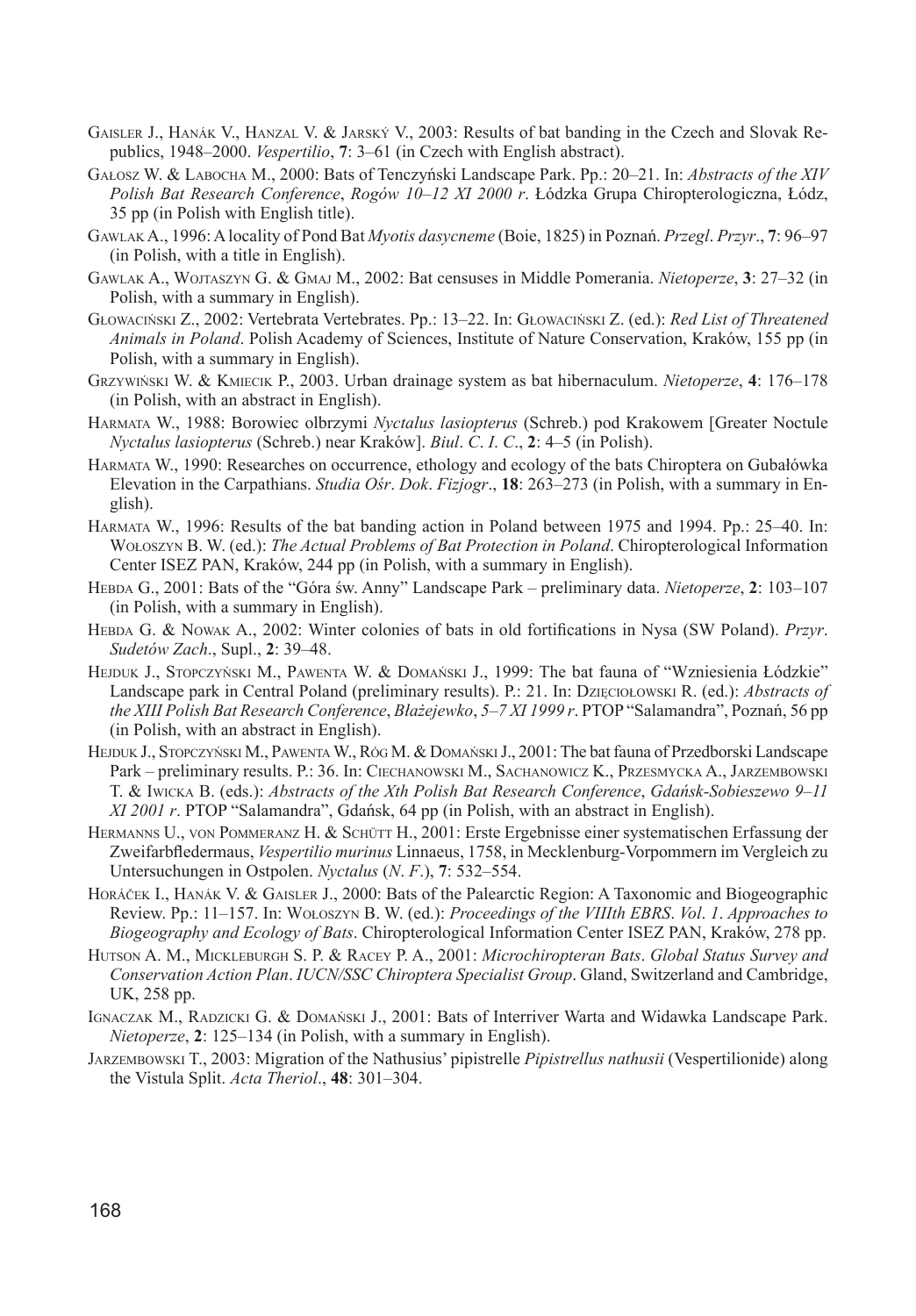Gaisler J., Hanák V., Hanzal V. & Jarský V., 2003: Results of bat banding in the Czech and Slovak Republics, 1948–2000. *Vespertilio*, **7**: 3–61 (in Czech with English abstract).

Gałosz W. & Labocha M., 2000: Bats of Tenczyński Landscape Park. Pp.: 20–21. In: *Abstracts of the XIV Polish Bat Research Conference*, *Rogów 10–12 XI 2000 r*. Łódzka Grupa Chiropterologiczna, Łódz, 35 pp (in Polish with English title).

Gawlak A., 1996: A locality of Pond Bat *Myotis dasycneme* (Boie, 1825) in Poznań. *Przegl*. *Przyr*., **7**: 96–97 (in Polish, with a title in English).

Gawlak A., Wojtaszyn G. & Gmaj M., 2002: Bat censuses in Middle Pomerania. *Nietoperze*, **3**: 27–32 (in Polish, with a summary in English).

Głowaciński Z., 2002: Vertebrata Vertebrates. Pp.: 13–22. In: Głowaciński Z. (ed.): *Red List of Threatened Animals in Poland*. Polish Academy of Sciences, Institute of Nature Conservation, Kraków, 155 pp (in Polish, with a summary in English).

Grzywiński W. & Kmiecik P., 2003. Urban drainage system as bat hibernaculum. *Nietoperze*, **4**: 176–178 (in Polish, with an abstract in English).

Harmata W., 1988: Borowiec olbrzymi *Nyctalus lasiopterus* (Schreb.) pod Krakowem [Greater Noctule *Nyctalus lasiopterus* (Schreb.) near Kraków]. *Biul*. *C*. *I*. *C*., **2**: 4–5 (in Polish).

Harmata W., 1990: Researches on occurrence, ethology and ecology of the bats Chiroptera on Gubałówka Elevation in the Carpathians. *Studia Ośr*. *Dok*. *Fizjogr*., **18**: 263–273 (in Polish, with a summary in English).

Harmata W., 1996: Results of the bat banding action in Poland between 1975 and 1994. Pp.: 25–40. In: Wołoszyn B. W. (ed.): *The Actual Problems of Bat Protection in Poland*. Chiropterological Information Center ISEZ PAN, Kraków, 244 pp (in Polish, with a summary in English).

Hebda G., 2001: Bats of the "Góra św. Anny" Landscape Park – preliminary data. *Nietoperze*, **2**: 103–107 (in Polish, with a summary in English).

Hebda G. & Nowak A., 2002: Winter colonies of bats in old fortifications in Nysa (SW Poland). *Przyr*. *Sudetów Zach*., Supl., **2**: 39–48.

Hejduk J., Stopczyński M., Pawenta W. & Domański J., 1999: The bat fauna of "Wzniesienia Łódzkie" Landscape park in Central Poland (preliminary results). P.: 21. In: Dzięciołowski R. (ed.): *Abstracts of the XIII Polish Bat Research Conference*, *Błażejewko*, *5–7 XI 1999 r*. PTOP "Salamandra", Poznań, 56 pp (in Polish, with an abstract in English).

Hejduk J., Stopczyński M., Pawenta W., Róg M. & Domański J., 2001: The bat fauna of Przedborski Landscape Park – preliminary results. P.: 36. In: Ciechanowski M., Sachanowicz K., Przesmycka A., Jarzembowski T. & Iwicka B. (eds.): *Abstracts of the Xth Polish Bat Research Conference*, *Gdańsk-Sobieszewo 9–11 XI 2001 r*. PTOP "Salamandra", Gdańsk, 64 pp (in Polish, with an abstract in English).

Hermanns U., von Pommeranz H. & Schütt H., 2001: Erste Ergebnisse einer systematischen Erfassung der Zweifarbfledermaus, *Vespertilio murinus* Linnaeus, 1758, in Mecklenburg-Vorpommern im Vergleich zu Untersuchungen in Ostpolen. *Nyctalus* (*N*. *F*.), **7**: 532–554.

Horáček I., Hanák V. & Gaisler J., 2000: Bats of the Palearctic Region: A Taxonomic and Biogeographic Review. Pp.: 11–157. In: Wołoszyn B. W. (ed.): *Proceedings of the VIIIth EBRS*. *Vol*. *1*. *Approaches to Biogeography and Ecology of Bats*. Chiropterological Information Center ISEZ PAN, Kraków, 278 pp.

Hutson A. M., Mickleburgh S. P. & Racey P. A., 2001: *Microchiropteran Bats*. *Global Status Survey and Conservation Action Plan*. *IUCN/SSC Chiroptera Specialist Group*. Gland, Switzerland and Cambridge, UK, 258 pp.

Ignaczak M., Radzicki G. & Domański J., 2001: Bats of Interriver Warta and Widawka Landscape Park. *Nietoperze*, **2**: 125–134 (in Polish, with a summary in English).

Jarzembowski T., 2003: Migration of the Nathusius' pipistrelle *Pipistrellus nathusii* (Vespertilionide) along the Vistula Split. *Acta Theriol*., **48**: 301–304.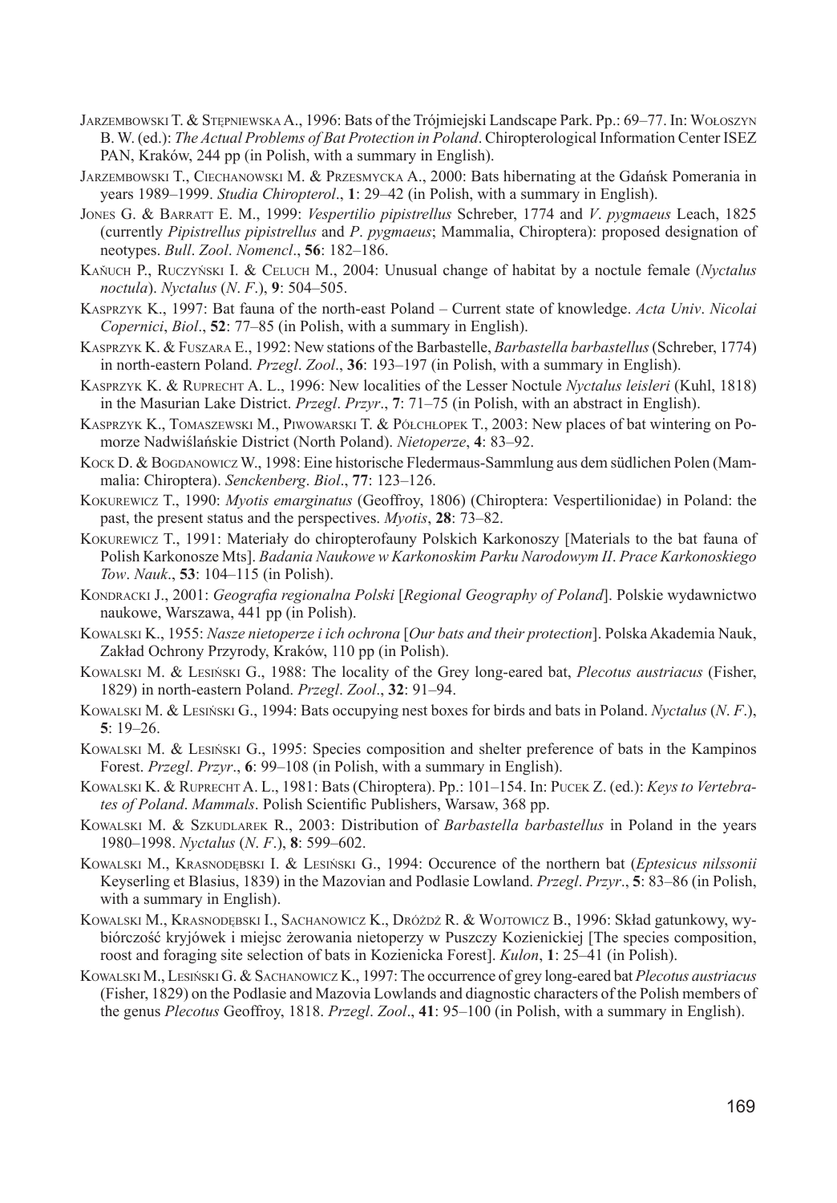Jarzembowski T. & Stępniewska A., 1996: Bats of the Trójmiejski Landscape Park. Pp.: 69–77. In: Wołoszyn B. W. (ed.): *The Actual Problems of Bat Protection in Poland*. Chiropterological Information Center ISEZ PAN, Kraków, 244 pp (in Polish, with a summary in English).

Jarzembowski T., Ciechanowski M. & Przesmycka A., 2000: Bats hibernating at the Gdańsk Pomerania in years 1989–1999. *Studia Chiropterol*., **1**: 29–42 (in Polish, with a summary in English).

Jones G. & Barratt E. M., 1999: *Vespertilio pipistrellus* Schreber, 1774 and *V*. *pygmaeus* Leach, 1825 (currently *Pipistrellus pipistrellus* and *P*. *pygmaeus*; Mammalia, Chiroptera): proposed designation of neotypes. *Bull*. *Zool*. *Nomencl*., **56**: 182–186.

Kaňuch P., Ruczyński I. & Celuch M., 2004: Unusual change of habitat by a noctule female (*Nyctalus noctula*). *Nyctalus* (*N*. *F*.), **9**: 504–505.

Kasprzyk K., 1997: Bat fauna of the north-east Poland – Current state of knowledge. *Acta Univ*. *Nicolai Copernici*, *Biol*., **52**: 77–85 (in Polish, with a summary in English).

Kasprzyk K. & Fuszara E., 1992: New stations of the Barbastelle, *Barbastella barbastellus* (Schreber, 1774) in north-eastern Poland. *Przegl*. *Zool*., **36**: 193–197 (in Polish, with a summary in English).

Kasprzyk K. & Ruprecht A. L., 1996: New localities of the Lesser Noctule *Nyctalus leisleri* (Kuhl, 1818) in the Masurian Lake District. *Przegl*. *Przyr*., **7**: 71–75 (in Polish, with an abstract in English).

Kasprzyk K., Tomaszewski M., Piwowarski T. & Półchłopek T., 2003: New places of bat wintering on Pomorze Nadwiślańskie District (North Poland). *Nietoperze*, **4**: 83–92.

Kock D. & Bogdanowicz W., 1998: Eine historische Fledermaus-Sammlung aus dem südlichen Polen (Mammalia: Chiroptera). *Senckenberg*. *Biol*., **77**: 123–126.

Kokurewicz T., 1990: *Myotis emarginatus* (Geoffroy, 1806) (Chiroptera: Vespertilionidae) in Poland: the past, the present status and the perspectives. *Myotis*, **28**: 73–82.

Kokurewicz T., 1991: Materiały do chiropterofauny Polskich Karkonoszy [Materials to the bat fauna of Polish Karkonosze Mts]. *Badania Naukowe w Karkonoskim Parku Narodowym II*. *Prace Karkonoskiego Tow*. *Nauk*., **53**: 104–115 (in Polish).

Kondracki J., 2001: *Geografia regionalna Polski* [*Regional Geography of Poland*]. Polskie wydawnictwo naukowe, Warszawa, 441 pp (in Polish).

Kowalski K., 1955: *Nasze nietoperze i ich ochrona* [*Our bats and their protection*]. Polska Akademia Nauk, Zakład Ochrony Przyrody, Kraków, 110 pp (in Polish).

Kowalski M. & Lesiński G., 1988: The locality of the Grey long-eared bat, *Plecotus austriacus* (Fisher, 1829) in north-eastern Poland. *Przegl*. *Zool*., **32**: 91–94.

Kowalski M. & Lesiński G., 1994: Bats occupying nest boxes for birds and bats in Poland. *Nyctalus* (*N*. *F*.), **5**: 19–26.

Kowalski M. & Lesiński G., 1995: Species composition and shelter preference of bats in the Kampinos Forest. *Przegl*. *Przyr*., **6**: 99–108 (in Polish, with a summary in English).

Kowalski K. & Ruprecht A. L., 1981: Bats (Chiroptera). Pp.: 101–154. In: Pucek Z. (ed.): *Keys to Vertebrates of Poland*. *Mammals*. Polish Scientific Publishers, Warsaw, 368 pp.

Kowalski M. & Szkudlarek R., 2003: Distribution of *Barbastella barbastellus* in Poland in the years 1980–1998. *Nyctalus* (*N*. *F*.), **8**: 599–602.

Kowalski M., Krasnodębski I. & Lesiński G., 1994: Occurence of the northern bat (*Eptesicus nilssonii* Keyserling et Blasius, 1839) in the Mazovian and Podlasie Lowland. *Przegl*. *Przyr*., **5**: 83–86 (in Polish, with a summary in English).

Kowalski M., Krasnodębski I., Sachanowicz K., Dróżdż R. & Wojtowicz B., 1996: Skład gatunkowy, wybiórczość kryjówek i miejsc żerowania nietoperzy w Puszczy Kozienickiej [The species composition, roost and foraging site selection of bats in Kozienicka Forest]. *Kulon*, **1**: 25–41 (in Polish).

Kowalski M., Lesiński G. & Sachanowicz K., 1997: The occurrence of grey long-eared bat *Plecotus austriacus* (Fisher, 1829) on the Podlasie and Mazovia Lowlands and diagnostic characters of the Polish members of the genus *Plecotus* Geoffroy, 1818. *Przegl*. *Zool*., **41**: 95–100 (in Polish, with a summary in English).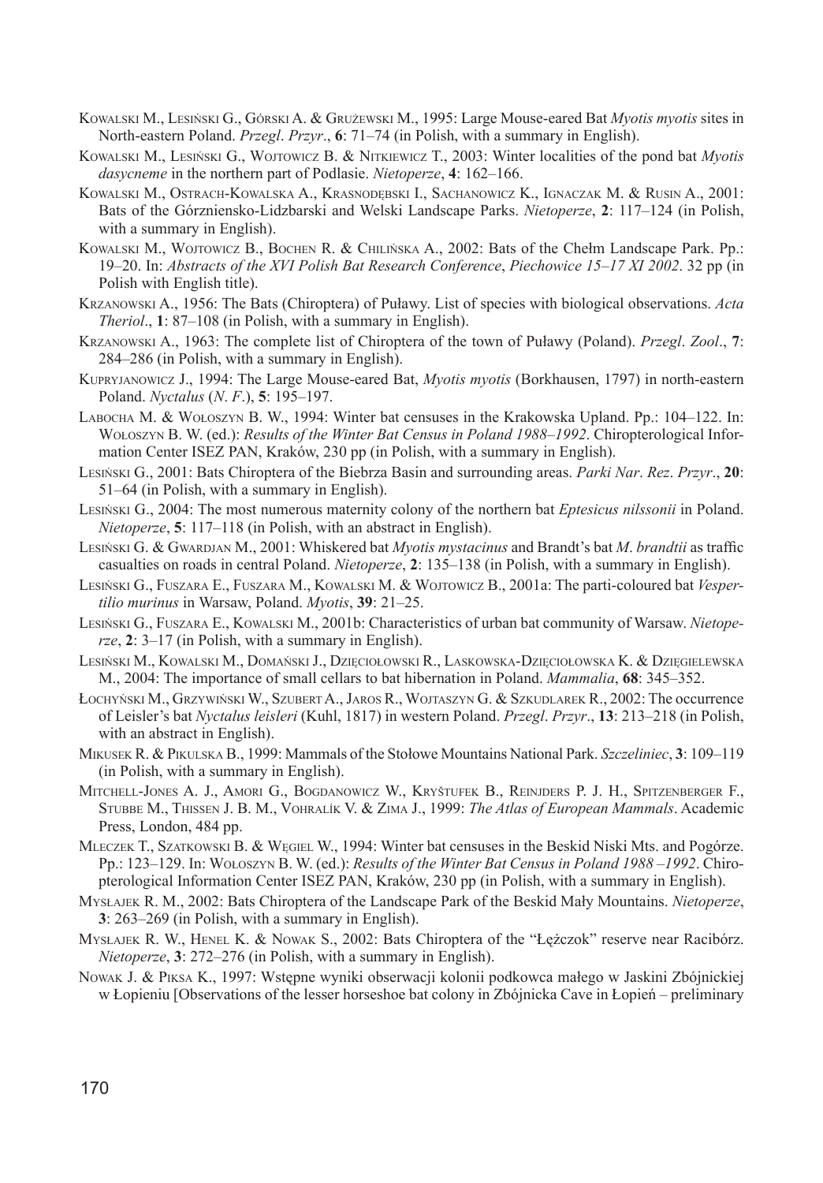Kowalski M., Lesiński G., Górski A. & Grużewski M., 1995: Large Mouse-eared Bat *Myotis myotis* sites in North-eastern Poland. *Przegl. Przyr.*, **6**: 71–74 (in Polish, with a summary in English).

Kowalski M., Lesiński G., Wojtowicz B. & Nitkiewicz T., 2003: Winter localities of the pond bat *Myotis dasycneme* in the northern part of Podlasie. *Nietoperze*, **4**: 162–166.

Kowalski M., Ostrach-Kowalska A., Krasnodębski I., Sachanowicz K., Ignaczak M. & Rusin A., 2001: Bats of the Górzniensko-Lidzbarski and Welski Landscape Parks. *Nietoperze*, **2**: 117–124 (in Polish, with a summary in English).

Kowalski M., Wojtowicz B., Bochen R. & Chilińska A., 2002: Bats of the Chełm Landscape Park. Pp.: 19–20. In: *Abstracts of the XVI Polish Bat Research Conference*, *Piechowice 15–17 XI 2002*. 32 pp (in Polish with English title).

Krzanowski A., 1956: The Bats (Chiroptera) of Puławy. List of species with biological observations. *Acta Theriol.*, **1**: 87–108 (in Polish, with a summary in English).

Krzanowski A., 1963: The complete list of Chiroptera of the town of Puławy (Poland). *Przegl. Zool.*, **7**: 284–286 (in Polish, with a summary in English).

Kupryjanowicz J., 1994: The Large Mouse-eared Bat, *Myotis myotis* (Borkhausen, 1797) in north-eastern Poland. *Nyctalus* (*N. F.*), **5**: 195–197.

Labocha M. & Wołoszyn B. W., 1994: Winter bat censuses in the Krakowska Upland. Pp.: 104–122. In: Wołoszyn B. W. (ed.): *Results of the Winter Bat Census in Poland 1988–1992*. Chiropterological Information Center ISEZ PAN, Kraków, 230 pp (in Polish, with a summary in English).

Lesiński G., 2001: Bats Chiroptera of the Biebrza Basin and surrounding areas. *Parki Nar. Rez. Przyr.*, **20**: 51–64 (in Polish, with a summary in English).

Lesiński G., 2004: The most numerous maternity colony of the northern bat *Eptesicus nilssonii* in Poland. *Nietoperze*, **5**: 117–118 (in Polish, with an abstract in English).

Lesiński G. & Gwardjan M., 2001: Whiskered bat *Myotis mystacinus* and Brandt's bat *M. brandtii* as traffic casualties on roads in central Poland. *Nietoperze*, **2**: 135–138 (in Polish, with a summary in English).

Lesiński G., Fuszara E., Fuszara M., Kowalski M. & Wojtowicz B., 2001a: The parti-coloured bat *Vespertilio murinus* in Warsaw, Poland. *Myotis*, **39**: 21–25.

Lesiński G., Fuszara E., Kowalski M., 2001b: Characteristics of urban bat community of Warsaw. *Nietoperze*, **2**: 3–17 (in Polish, with a summary in English).

Lesiński M., Kowalski M., Domański J., Dzięciołowski R., Laskowska-Dzięciołowska K. & Dzięgielewska M., 2004: The importance of small cellars to bat hibernation in Poland. *Mammalia*, **68**: 345–352.

Łochyński M., Grzywiński W., Szubert A., Jaros R., Wojtaszyn G. & Szkudlarek R., 2002: The occurrence of Leisler's bat *Nyctalus leisleri* (Kuhl, 1817) in western Poland. *Przegl. Przyr.*, **13**: 213–218 (in Polish, with an abstract in English).

Mikusek R. & Pikulska B., 1999: Mammals of the Stołowe Mountains National Park. *Szczeliniec*, **3**: 109–119 (in Polish, with a summary in English).

Mitchell-Jones A. J., Amori G., Bogdanowicz W., Kryštufek B., Reinjders P. J. H., Spitzenberger F., Stubbe M., Thissen J. B. M., Vohralík V. & Zima J., 1999: *The Atlas of European Mammals*. Academic Press, London, 484 pp.

Mleczek T., Szatkowski B. & Węgiel W., 1994: Winter bat censuses in the Beskid Niski Mts. and Pogórze. Pp.: 123–129. In: Wołoszyn B. W. (ed.): *Results of the Winter Bat Census in Poland 1988 –1992*. Chiropterological Information Center ISEZ PAN, Kraków, 230 pp (in Polish, with a summary in English).

Mysłajek R. M., 2002: Bats Chiroptera of the Landscape Park of the Beskid Mały Mountains. *Nietoperze*, **3**: 263–269 (in Polish, with a summary in English).

Mysłajek R. W., Henel K. & Nowak S., 2002: Bats Chiroptera of the "Łężczok" reserve near Racibórz. *Nietoperze*, **3**: 272–276 (in Polish, with a summary in English).

Nowak J. & Piksa K., 1997: Wstępne wyniki obserwacji kolonii podkowca małego w Jaskini Zbójnickiej w Łopieniu [Observations of the lesser horseshoe bat colony in Zbójnicka Cave in Łopień – preliminary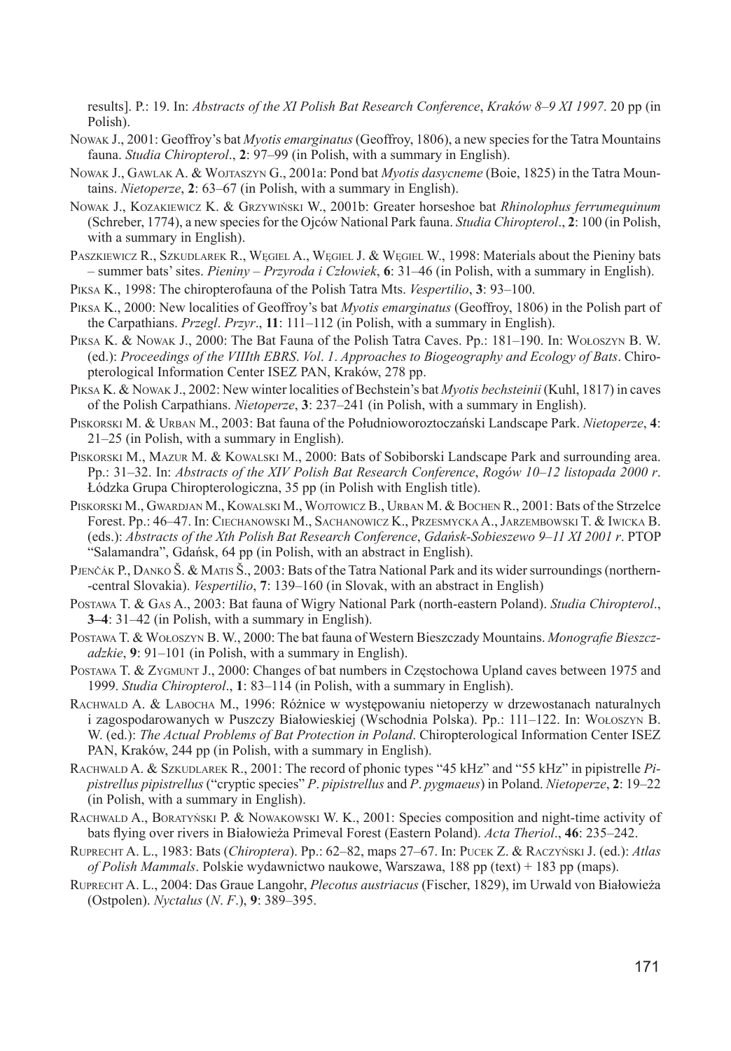results]. P.: 19. In: *Abstracts of the XI Polish Bat Research Conference*, *Kraków 8–9 XI 1997*. 20 pp (in Polish).

Nowak J., 2001: Geoffroy's bat *Myotis emarginatus* (Geoffroy, 1806), a new species for the Tatra Mountains fauna. *Studia Chiropterol*., **2**: 97–99 (in Polish, with a summary in English).

Nowak J., Gawlak A. & Wojtaszyn G., 2001a: Pond bat *Myotis dasycneme* (Boie, 1825) in the Tatra Mountains. *Nietoperze*, **2**: 63–67 (in Polish, with a summary in English).

Nowak J., Kozakiewicz K. & Grzywiński W., 2001b: Greater horseshoe bat *Rhinolophus ferrumequinum* (Schreber, 1774), a new species for the Ojców National Park fauna. *Studia Chiropterol*., **2**: 100 (in Polish, with a summary in English).

Paszkiewicz R., Szkudlarek R., Węgiel A., Węgiel J. & Węgiel W., 1998: Materials about the Pieniny bats – summer bats' sites. *Pieniny – Przyroda i Człowiek*, **6**: 31–46 (in Polish, with a summary in English).

Piksa K., 1998: The chiropterofauna of the Polish Tatra Mts. *Vespertilio*, **3**: 93–100.

Piksa K., 2000: New localities of Geoffroy's bat *Myotis emarginatus* (Geoffroy, 1806) in the Polish part of the Carpathians. *Przegl*. *Przyr*., **11**: 111–112 (in Polish, with a summary in English).

Piksa K. & Nowak J., 2000: The Bat Fauna of the Polish Tatra Caves. Pp.: 181–190. In: Wołoszyn B. W. (ed.): *Proceedings of the VIIIth EBRS*. *Vol*. *1*. *Approaches to Biogeography and Ecology of Bats*. Chiropterological Information Center ISEZ PAN, Kraków, 278 pp.

Piksa K. & Nowak J., 2002: New winter localities of Bechstein's bat *Myotis bechsteinii* (Kuhl, 1817) in caves of the Polish Carpathians. *Nietoperze*, **3**: 237–241 (in Polish, with a summary in English).

Piskorski M. & Urban M., 2003: Bat fauna of the Południoworoztoczański Landscape Park. *Nietoperze*, **4**: 21–25 (in Polish, with a summary in English).

Piskorski M., Mazur M. & Kowalski M., 2000: Bats of Sobiborski Landscape Park and surrounding area. Pp.: 31–32. In: *Abstracts of the XIV Polish Bat Research Conference*, *Rogów 10–12 listopada 2000 r*. Łódzka Grupa Chiropterologiczna, 35 pp (in Polish with English title).

Piskorski M., Gwardjan M., Kowalski M., Wojtowicz B., Urban M. & Bochen R., 2001: Bats of the Strzelce Forest. Pp.: 46–47. In: Ciechanowski M., Sachanowicz K., Przesmycka A., Jarzembowski T. & Iwicka B. (eds.): *Abstracts of the Xth Polish Bat Research Conference*, *Gdańsk-Sobieszewo 9–11 XI 2001 r*. PTOP "Salamandra", Gdańsk, 64 pp (in Polish, with an abstract in English).

Pjenčák P., Danko Š. & Matis Š., 2003: Bats of the Tatra National Park and its wider surroundings (northern--central Slovakia). *Vespertilio*, **7**: 139–160 (in Slovak, with an abstract in English)

Postawa T. & Gas A., 2003: Bat fauna of Wigry National Park (north-eastern Poland). *Studia Chiropterol*., **3–4**: 31–42 (in Polish, with a summary in English).

Postawa T. & Wołoszyn B. W., 2000: The bat fauna of Western Bieszczady Mountains. *Monografie Bieszczadzkie*, **9**: 91–101 (in Polish, with a summary in English).

Postawa T. & Zygmunt J., 2000: Changes of bat numbers in Częstochowa Upland caves between 1975 and 1999. *Studia Chiropterol*., **1**: 83–114 (in Polish, with a summary in English).

Rachwald A. & Labocha M., 1996: Różnice w występowaniu nietoperzy w drzewostanach naturalnych i zagospodarowanych w Puszczy Białowieskiej (Wschodnia Polska). Pp.: 111–122. In: Wołoszyn B. W. (ed.): *The Actual Problems of Bat Protection in Poland*. Chiropterological Information Center ISEZ PAN, Kraków, 244 pp (in Polish, with a summary in English).

Rachwald A. & Szkudlarek R., 2001: The record of phonic types "45 kHz" and "55 kHz" in pipistrelle *Pipistrellus pipistrellus* ("cryptic species" *P*. *pipistrellus* and *P*. *pygmaeus*) in Poland. *Nietoperze*, **2**: 19–22 (in Polish, with a summary in English).

Rachwald A., Boratyński P. & Nowakowski W. K., 2001: Species composition and night-time activity of bats flying over rivers in Białowieża Primeval Forest (Eastern Poland). *Acta Theriol*., **46**: 235–242.

Ruprecht A. L., 1983: Bats (*Chiroptera*). Pp.: 62–82, maps 27–67. In: Pucek Z. & Raczyński J. (ed.): *Atlas of Polish Mammals*. Polskie wydawnictwo naukowe, Warszawa, 188 pp (text) + 183 pp (maps).

Ruprecht A. L., 2004: Das Graue Langohr, *Plecotus austriacus* (Fischer, 1829), im Urwald von Białowieża (Ostpolen). *Nyctalus* (*N*. *F*.), **9**: 389–395.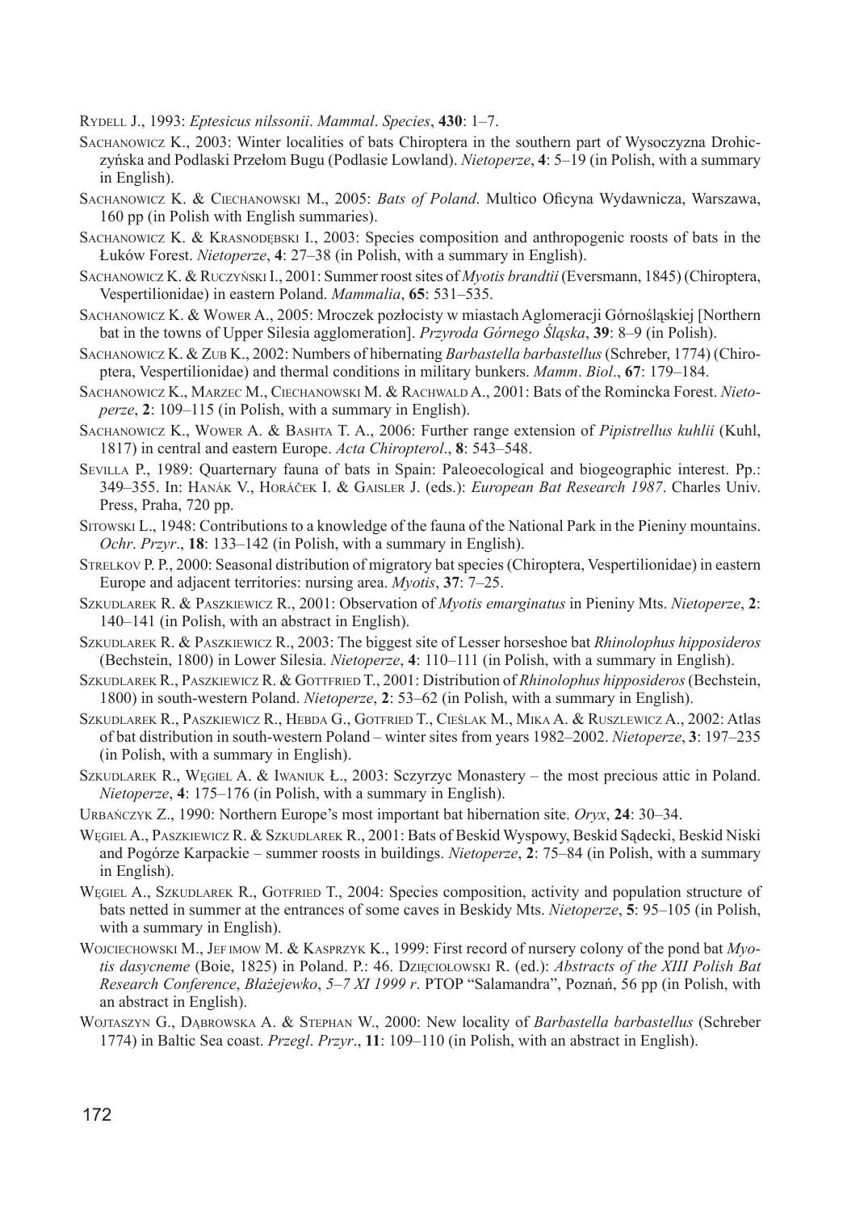Rydell J., 1993: *Eptesicus nilssonii*. *Mammal*. *Species*, **430**: 1–7.

Sachanowicz K., 2003: Winter localities of bats Chiroptera in the southern part of Wysoczyzna Drohiczyńska and Podlaski Przełom Bugu (Podlasie Lowland). *Nietoperze*, **4**: 5–19 (in Polish, with a summary in English).

Sachanowicz K. & Ciechanowski M., 2005: *Bats of Poland*. Multico Oficyna Wydawnicza, Warszawa, 160 pp (in Polish with English summaries).

Sachanowicz K. & Krasnodębski I., 2003: Species composition and anthropogenic roosts of bats in the Łuków Forest. *Nietoperze*, **4**: 27–38 (in Polish, with a summary in English).

Sachanowicz K. & Ruczyński I., 2001: Summer roost sites of *Myotis brandtii* (Eversmann, 1845) (Chiroptera, Vespertilionidae) in eastern Poland. *Mammalia*, **65**: 531–535.

Sachanowicz K. & Wower A., 2005: Mroczek pozłocisty w miastach Aglomeracji Górnośląskiej [Northern bat in the towns of Upper Silesia agglomeration]. *Przyroda Górnego Śląska*, **39**: 8–9 (in Polish).

Sachanowicz K. & Zub K., 2002: Numbers of hibernating *Barbastella barbastellus* (Schreber, 1774) (Chiroptera, Vespertilionidae) and thermal conditions in military bunkers. *Mamm*. *Biol*., **67**: 179–184.

Sachanowicz K., Marzec M., Ciechanowski M. & Rachwald A., 2001: Bats of the Romincka Forest. *Nietoperze*, **2**: 109–115 (in Polish, with a summary in English).

Sachanowicz K., Wower A. & Bashta T. A., 2006: Further range extension of *Pipistrellus kuhlii* (Kuhl, 1817) in central and eastern Europe. *Acta Chiropterol*., **8**: 543–548.

Sevilla P., 1989: Quarternary fauna of bats in Spain: Paleoecological and biogeographic interest. Pp.: 349–355. In: Hanák V., Horáček I. & Gaisler J. (eds.): *European Bat Research 1987*. Charles Univ. Press, Praha, 720 pp.

Sitowski L., 1948: Contributions to a knowledge of the fauna of the National Park in the Pieniny mountains. *Ochr*. *Przyr*., **18**: 133–142 (in Polish, with a summary in English).

Strelkov P. P., 2000: Seasonal distribution of migratory bat species (Chiroptera, Vespertilionidae) in eastern Europe and adjacent territories: nursing area. *Myotis*, **37**: 7–25.

Szkudlarek R. & Paszkiewicz R., 2001: Observation of *Myotis emarginatus* in Pieniny Mts. *Nietoperze*, **2**: 140–141 (in Polish, with an abstract in English).

Szkudlarek R. & Paszkiewicz R., 2003: The biggest site of Lesser horseshoe bat *Rhinolophus hipposideros* (Bechstein, 1800) in Lower Silesia. *Nietoperze*, **4**: 110–111 (in Polish, with a summary in English).

Szkudlarek R., Paszkiewicz R. & Gottfried T., 2001: Distribution of *Rhinolophus hipposideros* (Bechstein, 1800) in south-western Poland. *Nietoperze*, **2**: 53–62 (in Polish, with a summary in English).

Szkudlarek R., Paszkiewicz R., Hebda G., Gotfried T., Cieślak M., Mika A. & Ruszlewicz A., 2002: Atlas of bat distribution in south-western Poland – winter sites from years 1982–2002. *Nietoperze*, **3**: 197–235 (in Polish, with a summary in English).

Szkudlarek R., Węgiel A. & Iwaniuk Ł., 2003: Sczyrzyc Monastery – the most precious attic in Poland. *Nietoperze*, **4**: 175–176 (in Polish, with a summary in English).

Urbańczyk Z., 1990: Northern Europe's most important bat hibernation site. *Oryx*, **24**: 30–34.

Węgiel A., Paszkiewicz R. & Szkudlarek R., 2001: Bats of Beskid Wyspowy, Beskid Sądecki, Beskid Niski and Pogórze Karpackie – summer roosts in buildings. *Nietoperze*, **2**: 75–84 (in Polish, with a summary in English).

Węgiel A., Szkudlarek R., Gotfried T., 2004: Species composition, activity and population structure of bats netted in summer at the entrances of some caves in Beskidy Mts. *Nietoperze*, **5**: 95–105 (in Polish, with a summary in English).

Wojciechowski M., Jef imow M. & Kasprzyk K., 1999: First record of nursery colony of the pond bat *Myotis dasycneme* (Boie, 1825) in Poland. P.: 46. Dzięciołowski R. (ed.): *Abstracts of the XIII Polish Bat Research Conference*, *Błażejewko*, *5–7 XI 1999 r*. PTOP "Salamandra", Poznań, 56 pp (in Polish, with an abstract in English).

Wojtaszyn G., Dąbrowska A. & Stephan W., 2000: New locality of *Barbastella barbastellus* (Schreber 1774) in Baltic Sea coast. *Przegl*. *Przyr*., **11**: 109–110 (in Polish, with an abstract in English).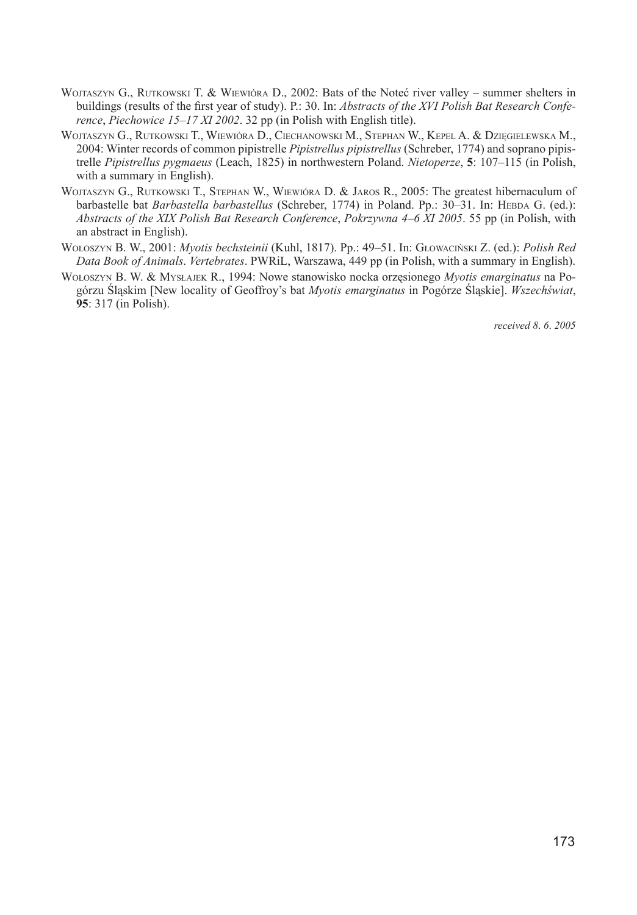Wojtaszyn G., Rutkowski T. & Wiewióra D., 2002: Bats of the Noteć river valley – summer shelters in buildings (results of the first year of study). P.: 30. In: *Abstracts of the XVI Polish Bat Research Conference*, *Piechowice 15–17 XI 2002*. 32 pp (in Polish with English title).

Wojtaszyn G., Rutkowski T., Wiewióra D., Ciechanowski M., Stephan W., Kepel A. & Dzięgielewska M., 2004: Winter records of common pipistrelle *Pipistrellus pipistrellus* (Schreber, 1774) and soprano pipistrelle *Pipistrellus pygmaeus* (Leach, 1825) in northwestern Poland. *Nietoperze*, **5**: 107–115 (in Polish, with a summary in English).

Wojtaszyn G., Rutkowski T., Stephan W., Wiewióra D. & Jaros R., 2005: The greatest hibernaculum of barbastelle bat *Barbastella barbastellus* (Schreber, 1774) in Poland. Pp.: 30–31. In: Hebda G. (ed.): *Abstracts of the XIX Polish Bat Research Conference*, *Pokrzywna 4–6 XI 2005*. 55 pp (in Polish, with an abstract in English).

Wołoszyn B. W., 2001: *Myotis bechsteinii* (Kuhl, 1817). Pp.: 49–51. In: Głowaciński Z. (ed.): *Polish Red Data Book of Animals*. *Vertebrates*. PWRiL, Warszawa, 449 pp (in Polish, with a summary in English).

Wołoszyn B. W. & Mysłajek R., 1994: Nowe stanowisko nocka orzęsionego *Myotis emarginatus* na Pogórzu Śląskim [New locality of Geoffroy's bat *Myotis emarginatus* in Pogórze Śląskie]. *Wszechświat*, **95**: 317 (in Polish).

*received 8. 6. 2005*